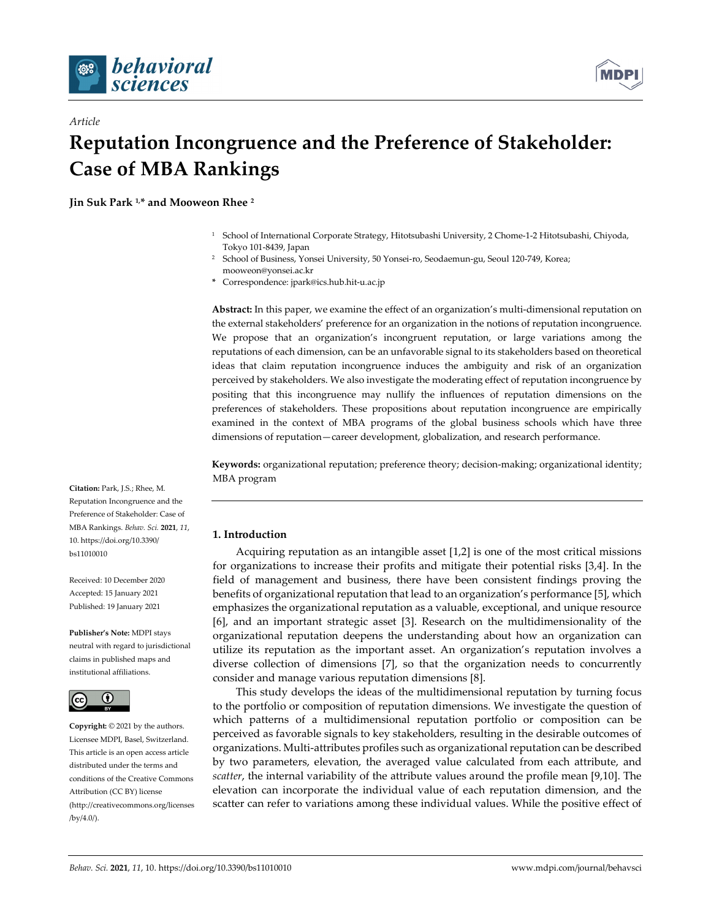*Article*

# Reputation Incongruence and the Preference of Stakeholder: Case of MBA Rankings

**Jin Suk Park [1,*] and Mooweon Rhee [2]**

[1] School of International Corporate Strategy, Hitotsubashi University, 2 Chome-1-2 Hitotsubashi, Chiyoda, Tokyo 101-8439, Japan

[2] School of Business, Yonsei University, 50 Yonsei-ro, Seodaemun-gu, Seoul 120-749, Korea; mooweon@yonsei.ac.kr

[*] Correspondence: jpark@ics.hub.hit-u.ac.jp

**Abstract:** In this paper, we examine the effect of an organization's multi-dimensional reputation on the external stakeholders' preference for an organization in the notions of reputation incongruence. We propose that an organization's incongruent reputation, or large variations among the reputations of each dimension, can be an unfavorable signal to its stakeholders based on theoretical ideas that claim reputation incongruence induces the ambiguity and risk of an organization perceived by stakeholders. We also investigate the moderating effect of reputation incongruence by positing that this incongruence may nullify the influences of reputation dimensions on the preferences of stakeholders. These propositions about reputation incongruence are empirically examined in the context of MBA programs of the global business schools which have three dimensions of reputation—career development, globalization, and research performance.

**Keywords:** organizational reputation; preference theory; decision-making; organizational identity; MBA program

**Citation:** Park, J.S.; Rhee, M. Reputation Incongruence and the Preference of Stakeholder: Case of MBA Rankings. *Behav. Sci.* **2021**, *11*, 10. https://doi.org/10.3390/bs11010010

Received: 10 December 2020
Accepted: 15 January 2021
Published: 19 January 2021

**Publisher's Note:** MDPI stays neutral with regard to jurisdictional claims in published maps and institutional affiliations.

**Copyright:** © 2021 by the authors. Licensee MDPI, Basel, Switzerland. This article is an open access article distributed under the terms and conditions of the Creative Commons Attribution (CC BY) license (http://creativecommons.org/licenses/by/4.0/).

## 1. Introduction

Acquiring reputation as an intangible asset [1,2] is one of the most critical missions for organizations to increase their profits and mitigate their potential risks [3,4]. In the field of management and business, there have been consistent findings proving the benefits of organizational reputation that lead to an organization's performance [5], which emphasizes the organizational reputation as a valuable, exceptional, and unique resource [6], and an important strategic asset [3]. Research on the multidimensionality of the organizational reputation deepens the understanding about how an organization can utilize its reputation as the important asset. An organization's reputation involves a diverse collection of dimensions [7], so that the organization needs to concurrently consider and manage various reputation dimensions [8].

This study develops the ideas of the multidimensional reputation by turning focus to the portfolio or composition of reputation dimensions. We investigate the question of which patterns of a multidimensional reputation portfolio or composition can be perceived as favorable signals to key stakeholders, resulting in the desirable outcomes of organizations. Multi-attributes profiles such as organizational reputation can be described by two parameters, elevation, the averaged value calculated from each attribute, and *scatter*, the internal variability of the attribute values around the profile mean [9,10]. The elevation can incorporate the individual value of each reputation dimension, and the scatter can refer to variations among these individual values. While the positive effect of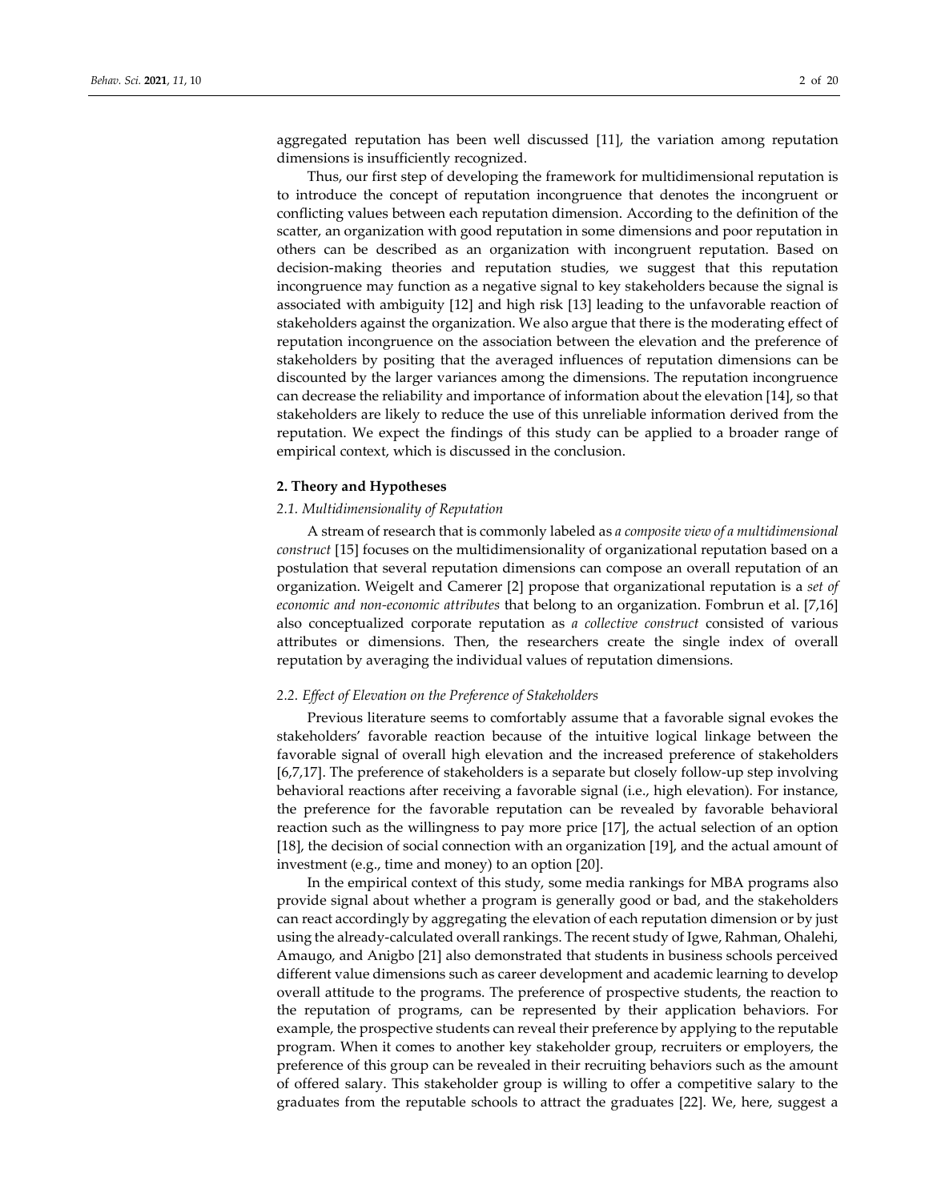aggregated reputation has been well discussed [11], the variation among reputation dimensions is insufficiently recognized.

Thus, our first step of developing the framework for multidimensional reputation is to introduce the concept of reputation incongruence that denotes the incongruent or conflicting values between each reputation dimension. According to the definition of the scatter, an organization with good reputation in some dimensions and poor reputation in others can be described as an organization with incongruent reputation. Based on decision-making theories and reputation studies, we suggest that this reputation incongruence may function as a negative signal to key stakeholders because the signal is associated with ambiguity [12] and high risk [13] leading to the unfavorable reaction of stakeholders against the organization. We also argue that there is the moderating effect of reputation incongruence on the association between the elevation and the preference of stakeholders by positing that the averaged influences of reputation dimensions can be discounted by the larger variances among the dimensions. The reputation incongruence can decrease the reliability and importance of information about the elevation [14], so that stakeholders are likely to reduce the use of this unreliable information derived from the reputation. We expect the findings of this study can be applied to a broader range of empirical context, which is discussed in the conclusion.

## 2. Theory and Hypotheses

### 2.1. Multidimensionality of Reputation

A stream of research that is commonly labeled as *a composite view of a multidimensional construct* [15] focuses on the multidimensionality of organizational reputation based on a postulation that several reputation dimensions can compose an overall reputation of an organization. Weigelt and Camerer [2] propose that organizational reputation is a *set of economic and non-economic attributes* that belong to an organization. Fombrun et al. [7,16] also conceptualized corporate reputation as *a collective construct* consisted of various attributes or dimensions. Then, the researchers create the single index of overall reputation by averaging the individual values of reputation dimensions.

### 2.2. Effect of Elevation on the Preference of Stakeholders

Previous literature seems to comfortably assume that a favorable signal evokes the stakeholders' favorable reaction because of the intuitive logical linkage between the favorable signal of overall high elevation and the increased preference of stakeholders [6,7,17]. The preference of stakeholders is a separate but closely follow-up step involving behavioral reactions after receiving a favorable signal (i.e., high elevation). For instance, the preference for the favorable reputation can be revealed by favorable behavioral reaction such as the willingness to pay more price [17], the actual selection of an option [18], the decision of social connection with an organization [19], and the actual amount of investment (e.g., time and money) to an option [20].

In the empirical context of this study, some media rankings for MBA programs also provide signal about whether a program is generally good or bad, and the stakeholders can react accordingly by aggregating the elevation of each reputation dimension or by just using the already-calculated overall rankings. The recent study of Igwe, Rahman, Ohalehi, Amaugo, and Anigbo [21] also demonstrated that students in business schools perceived different value dimensions such as career development and academic learning to develop overall attitude to the programs. The preference of prospective students, the reaction to the reputation of programs, can be represented by their application behaviors. For example, the prospective students can reveal their preference by applying to the reputable program. When it comes to another key stakeholder group, recruiters or employers, the preference of this group can be revealed in their recruiting behaviors such as the amount of offered salary. This stakeholder group is willing to offer a competitive salary to the graduates from the reputable schools to attract the graduates [22]. We, here, suggest a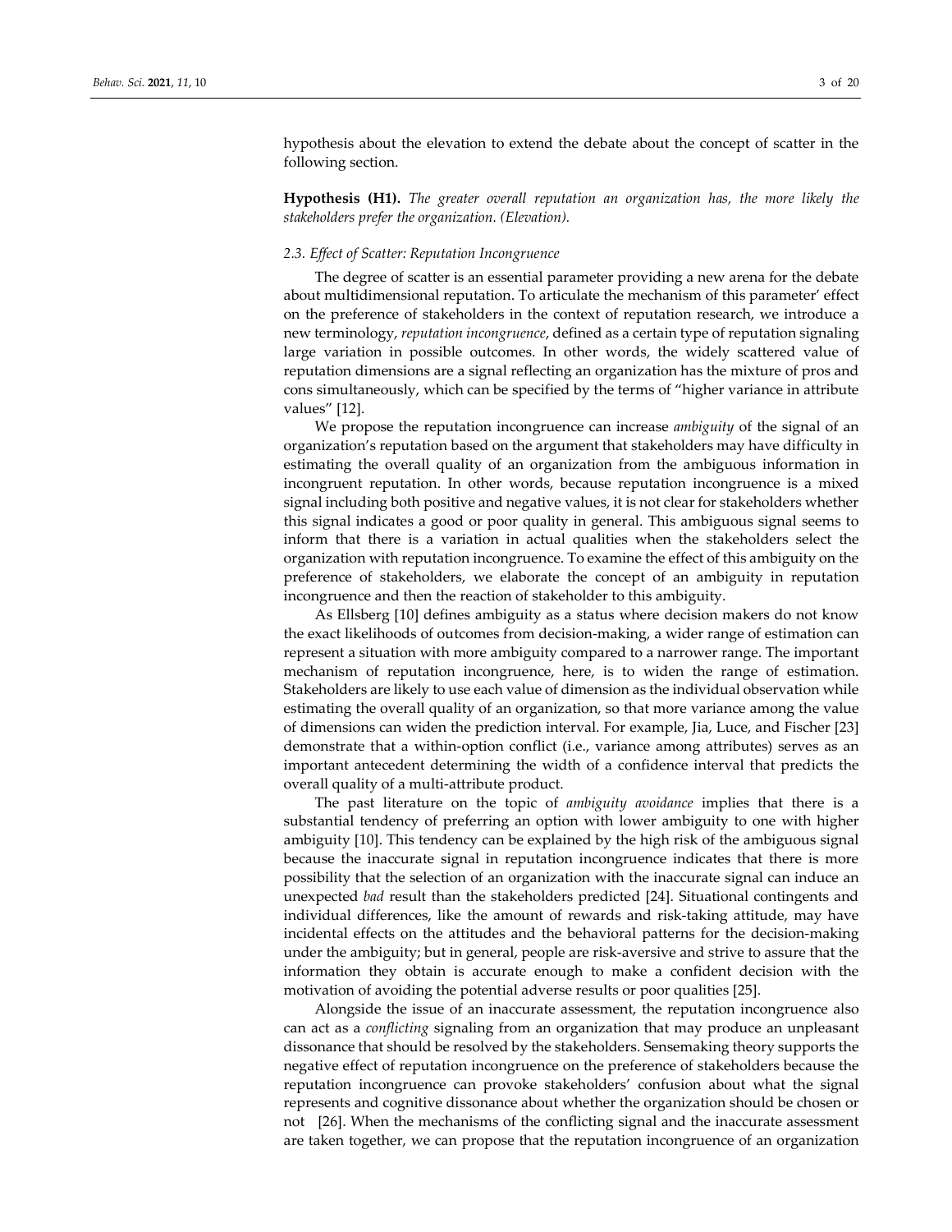hypothesis about the elevation to extend the debate about the concept of scatter in the following section.

**Hypothesis (H1).** *The greater overall reputation an organization has, the more likely the stakeholders prefer the organization. (Elevation).*

### 2.3. Effect of Scatter: Reputation Incongruence

The degree of scatter is an essential parameter providing a new arena for the debate about multidimensional reputation. To articulate the mechanism of this parameter' effect on the preference of stakeholders in the context of reputation research, we introduce a new terminology, *reputation incongruence*, defined as a certain type of reputation signaling large variation in possible outcomes. In other words, the widely scattered value of reputation dimensions are a signal reflecting an organization has the mixture of pros and cons simultaneously, which can be specified by the terms of "higher variance in attribute values" [12].

We propose the reputation incongruence can increase *ambiguity* of the signal of an organization's reputation based on the argument that stakeholders may have difficulty in estimating the overall quality of an organization from the ambiguous information in incongruent reputation. In other words, because reputation incongruence is a mixed signal including both positive and negative values, it is not clear for stakeholders whether this signal indicates a good or poor quality in general. This ambiguous signal seems to inform that there is a variation in actual qualities when the stakeholders select the organization with reputation incongruence. To examine the effect of this ambiguity on the preference of stakeholders, we elaborate the concept of an ambiguity in reputation incongruence and then the reaction of stakeholder to this ambiguity.

As Ellsberg [10] defines ambiguity as a status where decision makers do not know the exact likelihoods of outcomes from decision-making, a wider range of estimation can represent a situation with more ambiguity compared to a narrower range. The important mechanism of reputation incongruence, here, is to widen the range of estimation. Stakeholders are likely to use each value of dimension as the individual observation while estimating the overall quality of an organization, so that more variance among the value of dimensions can widen the prediction interval. For example, Jia, Luce, and Fischer [23] demonstrate that a within-option conflict (i.e., variance among attributes) serves as an important antecedent determining the width of a confidence interval that predicts the overall quality of a multi-attribute product.

The past literature on the topic of *ambiguity avoidance* implies that there is a substantial tendency of preferring an option with lower ambiguity to one with higher ambiguity [10]. This tendency can be explained by the high risk of the ambiguous signal because the inaccurate signal in reputation incongruence indicates that there is more possibility that the selection of an organization with the inaccurate signal can induce an unexpected *bad* result than the stakeholders predicted [24]. Situational contingents and individual differences, like the amount of rewards and risk-taking attitude, may have incidental effects on the attitudes and the behavioral patterns for the decision-making under the ambiguity; but in general, people are risk-aversive and strive to assure that the information they obtain is accurate enough to make a confident decision with the motivation of avoiding the potential adverse results or poor qualities [25].

Alongside the issue of an inaccurate assessment, the reputation incongruence also can act as a *conflicting* signaling from an organization that may produce an unpleasant dissonance that should be resolved by the stakeholders. Sensemaking theory supports the negative effect of reputation incongruence on the preference of stakeholders because the reputation incongruence can provoke stakeholders' confusion about what the signal represents and cognitive dissonance about whether the organization should be chosen or not [26]. When the mechanisms of the conflicting signal and the inaccurate assessment are taken together, we can propose that the reputation incongruence of an organization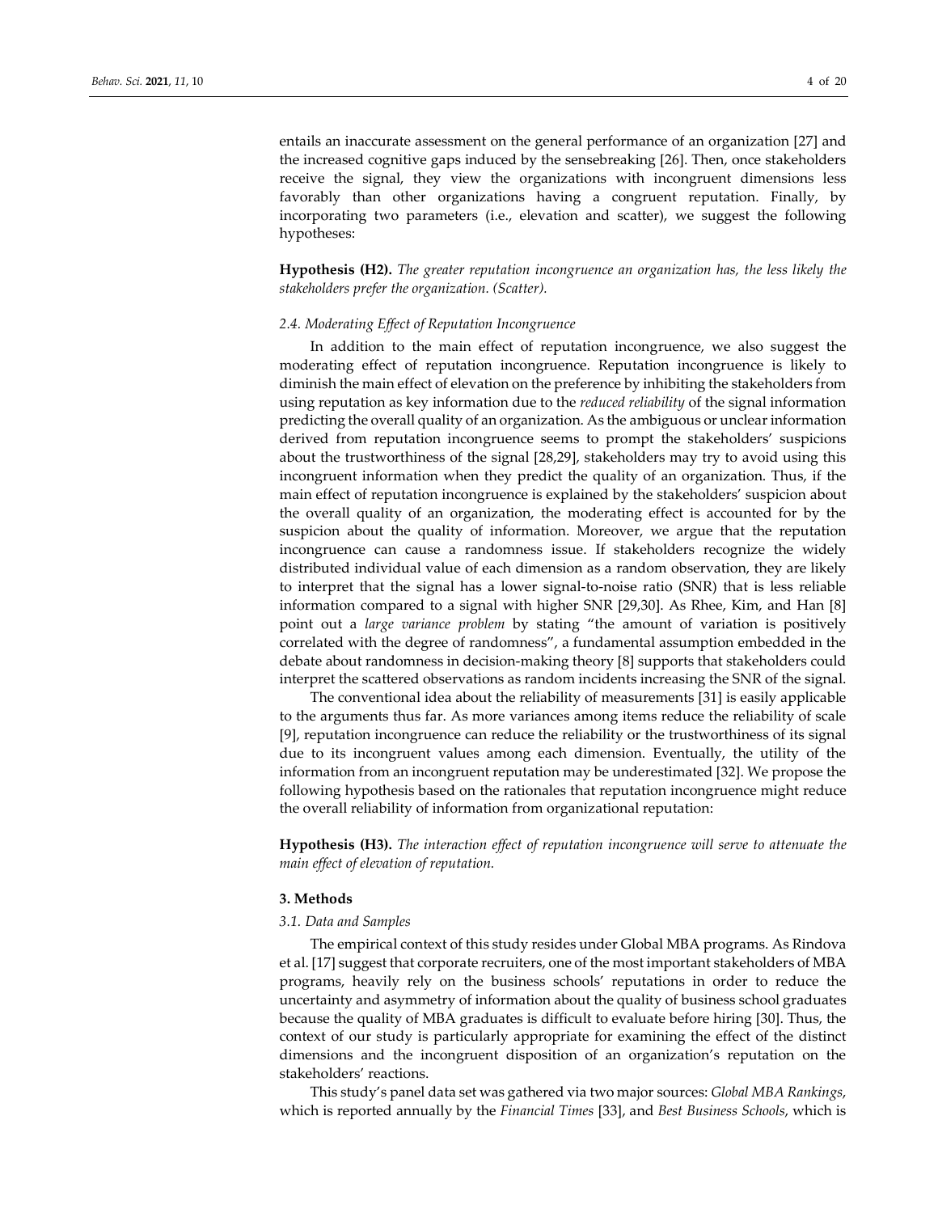entails an inaccurate assessment on the general performance of an organization [27] and the increased cognitive gaps induced by the sensebreaking [26]. Then, once stakeholders receive the signal, they view the organizations with incongruent dimensions less favorably than other organizations having a congruent reputation. Finally, by incorporating two parameters (i.e., elevation and scatter), we suggest the following hypotheses:

**Hypothesis (H2).** *The greater reputation incongruence an organization has, the less likely the stakeholders prefer the organization. (Scatter).*

### 2.4. Moderating Effect of Reputation Incongruence

In addition to the main effect of reputation incongruence, we also suggest the moderating effect of reputation incongruence. Reputation incongruence is likely to diminish the main effect of elevation on the preference by inhibiting the stakeholders from using reputation as key information due to the *reduced reliability* of the signal information predicting the overall quality of an organization. As the ambiguous or unclear information derived from reputation incongruence seems to prompt the stakeholders' suspicions about the trustworthiness of the signal [28,29], stakeholders may try to avoid using this incongruent information when they predict the quality of an organization. Thus, if the main effect of reputation incongruence is explained by the stakeholders' suspicion about the overall quality of an organization, the moderating effect is accounted for by the suspicion about the quality of information. Moreover, we argue that the reputation incongruence can cause a randomness issue. If stakeholders recognize the widely distributed individual value of each dimension as a random observation, they are likely to interpret that the signal has a lower signal-to-noise ratio (SNR) that is less reliable information compared to a signal with higher SNR [29,30]. As Rhee, Kim, and Han [8] point out a *large variance problem* by stating "the amount of variation is positively correlated with the degree of randomness", a fundamental assumption embedded in the debate about randomness in decision-making theory [8] supports that stakeholders could interpret the scattered observations as random incidents increasing the SNR of the signal.

The conventional idea about the reliability of measurements [31] is easily applicable to the arguments thus far. As more variances among items reduce the reliability of scale [9], reputation incongruence can reduce the reliability or the trustworthiness of its signal due to its incongruent values among each dimension. Eventually, the utility of the information from an incongruent reputation may be underestimated [32]. We propose the following hypothesis based on the rationales that reputation incongruence might reduce the overall reliability of information from organizational reputation:

**Hypothesis (H3).** *The interaction effect of reputation incongruence will serve to attenuate the main effect of elevation of reputation.*

## 3. Methods

### 3.1. Data and Samples

The empirical context of this study resides under Global MBA programs. As Rindova et al. [17] suggest that corporate recruiters, one of the most important stakeholders of MBA programs, heavily rely on the business schools' reputations in order to reduce the uncertainty and asymmetry of information about the quality of business school graduates because the quality of MBA graduates is difficult to evaluate before hiring [30]. Thus, the context of our study is particularly appropriate for examining the effect of the distinct dimensions and the incongruent disposition of an organization's reputation on the stakeholders' reactions.

This study's panel data set was gathered via two major sources: *Global MBA Rankings*, which is reported annually by the *Financial Times* [33], and *Best Business Schools*, which is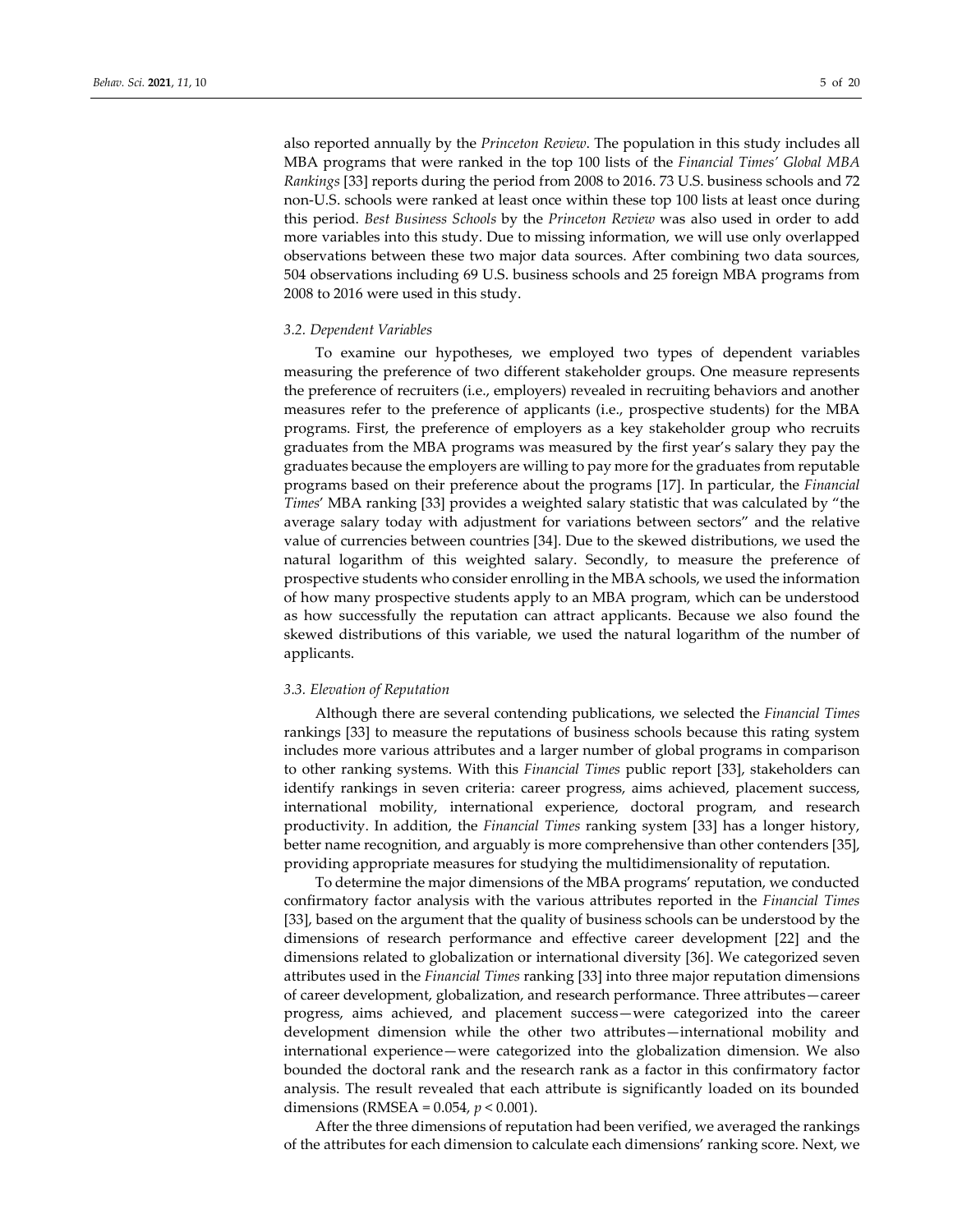also reported annually by the *Princeton Review*. The population in this study includes all MBA programs that were ranked in the top 100 lists of the *Financial Times' Global MBA Rankings* [33] reports during the period from 2008 to 2016. 73 U.S. business schools and 72 non-U.S. schools were ranked at least once within these top 100 lists at least once during this period. *Best Business Schools* by the *Princeton Review* was also used in order to add more variables into this study. Due to missing information, we will use only overlapped observations between these two major data sources. After combining two data sources, 504 observations including 69 U.S. business schools and 25 foreign MBA programs from 2008 to 2016 were used in this study.

### 3.2. Dependent Variables

To examine our hypotheses, we employed two types of dependent variables measuring the preference of two different stakeholder groups. One measure represents the preference of recruiters (i.e., employers) revealed in recruiting behaviors and another measures refer to the preference of applicants (i.e., prospective students) for the MBA programs. First, the preference of employers as a key stakeholder group who recruits graduates from the MBA programs was measured by the first year's salary they pay the graduates because the employers are willing to pay more for the graduates from reputable programs based on their preference about the programs [17]. In particular, the *Financial Times*' MBA ranking [33] provides a weighted salary statistic that was calculated by "the average salary today with adjustment for variations between sectors" and the relative value of currencies between countries [34]. Due to the skewed distributions, we used the natural logarithm of this weighted salary. Secondly, to measure the preference of prospective students who consider enrolling in the MBA schools, we used the information of how many prospective students apply to an MBA program, which can be understood as how successfully the reputation can attract applicants. Because we also found the skewed distributions of this variable, we used the natural logarithm of the number of applicants.

### 3.3. Elevation of Reputation

Although there are several contending publications, we selected the *Financial Times* rankings [33] to measure the reputations of business schools because this rating system includes more various attributes and a larger number of global programs in comparison to other ranking systems. With this *Financial Times* public report [33], stakeholders can identify rankings in seven criteria: career progress, aims achieved, placement success, international mobility, international experience, doctoral program, and research productivity. In addition, the *Financial Times* ranking system [33] has a longer history, better name recognition, and arguably is more comprehensive than other contenders [35], providing appropriate measures for studying the multidimensionality of reputation.

To determine the major dimensions of the MBA programs' reputation, we conducted confirmatory factor analysis with the various attributes reported in the *Financial Times* [33], based on the argument that the quality of business schools can be understood by the dimensions of research performance and effective career development [22] and the dimensions related to globalization or international diversity [36]. We categorized seven attributes used in the *Financial Times* ranking [33] into three major reputation dimensions of career development, globalization, and research performance. Three attributes—career progress, aims achieved, and placement success—were categorized into the career development dimension while the other two attributes—international mobility and international experience—were categorized into the globalization dimension. We also bounded the doctoral rank and the research rank as a factor in this confirmatory factor analysis. The result revealed that each attribute is significantly loaded on its bounded dimensions (RMSEA = 0.054, $p < 0.001$).

After the three dimensions of reputation had been verified, we averaged the rankings of the attributes for each dimension to calculate each dimensions' ranking score. Next, we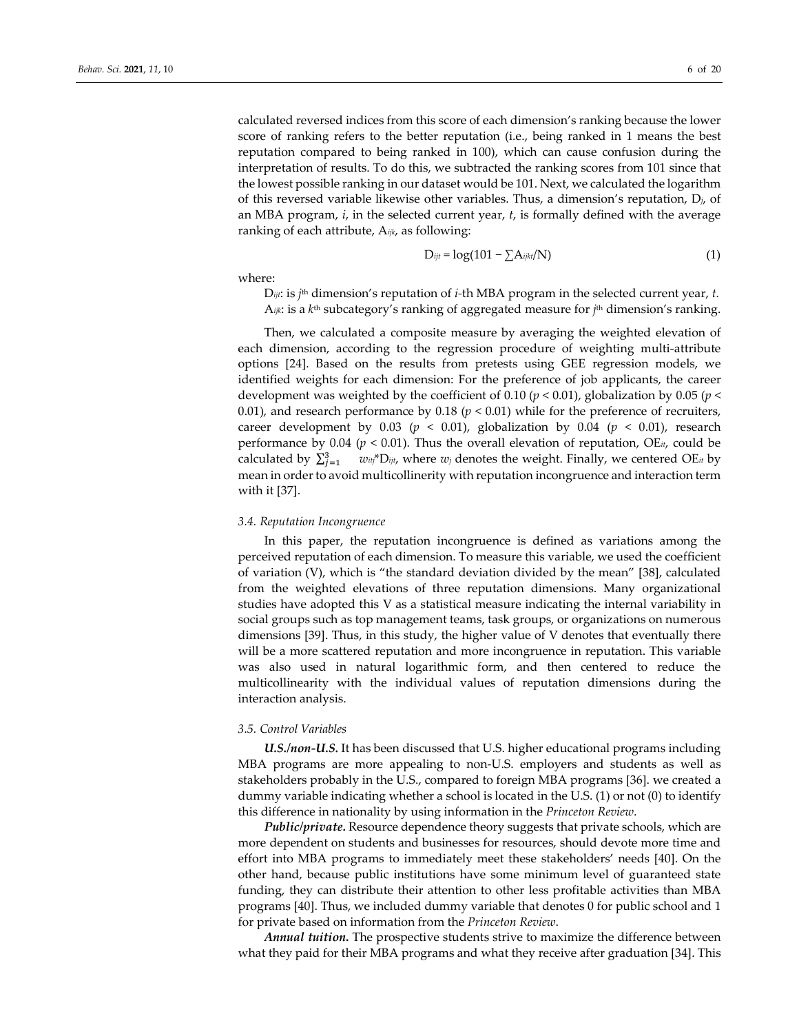calculated reversed indices from this score of each dimension's ranking because the lower score of ranking refers to the better reputation (i.e., being ranked in 1 means the best reputation compared to being ranked in 100), which can cause confusion during the interpretation of results. To do this, we subtracted the ranking scores from 101 since that the lowest possible ranking in our dataset would be 101. Next, we calculated the logarithm of this reversed variable likewise other variables. Thus, a dimension's reputation, $D_j$, of an MBA program, $i$, in the selected current year, $t$, is formally defined with the average ranking of each attribute, $A_{ijk}$, as following:

$$D_{ijt} = \log(101 - \sum A_{ijkt}/N) \tag{1}$$

where:

$D_{ijt}$: is $j^{th}$ dimension's reputation of $i$-th MBA program in the selected current year, $t$.
$A_{ijk}$: is a $k^{th}$ subcategory's ranking of aggregated measure for $j^{th}$ dimension's ranking.

Then, we calculated a composite measure by averaging the weighted elevation of each dimension, according to the regression procedure of weighting multi-attribute options [24]. Based on the results from pretests using GEE regression models, we identified weights for each dimension: For the preference of job applicants, the career development was weighted by the coefficient of 0.10 ($p < 0.01$), globalization by 0.05 ($p < 0.01$), and research performance by 0.18 ($p < 0.01$) while for the preference of recruiters, career development by 0.03 ($p < 0.01$), globalization by 0.04 ($p < 0.01$), research performance by 0.04 ($p < 0.01$). Thus the overall elevation of reputation, $OE_{it}$, could be calculated by $\sum_{j=1}^{3} w_{itj} * D_{ijt}$, where $w_j$ denotes the weight. Finally, we centered $OE_{it}$ by mean in order to avoid multicollinerity with reputation incongruence and interaction term with it [37].

### 3.4. Reputation Incongruence

In this paper, the reputation incongruence is defined as variations among the perceived reputation of each dimension. To measure this variable, we used the coefficient of variation (V), which is "the standard deviation divided by the mean" [38], calculated from the weighted elevations of three reputation dimensions. Many organizational studies have adopted this V as a statistical measure indicating the internal variability in social groups such as top management teams, task groups, or organizations on numerous dimensions [39]. Thus, in this study, the higher value of V denotes that eventually there will be a more scattered reputation and more incongruence in reputation. This variable was also used in natural logarithmic form, and then centered to reduce the multicollinearity with the individual values of reputation dimensions during the interaction analysis.

### 3.5. Control Variables

***U.S./non-U.S.*** It has been discussed that U.S. higher educational programs including MBA programs are more appealing to non-U.S. employers and students as well as stakeholders probably in the U.S., compared to foreign MBA programs [36]. we created a dummy variable indicating whether a school is located in the U.S. (1) or not (0) to identify this difference in nationality by using information in the *Princeton Review*.

***Public/private.*** Resource dependence theory suggests that private schools, which are more dependent on students and businesses for resources, should devote more time and effort into MBA programs to immediately meet these stakeholders' needs [40]. On the other hand, because public institutions have some minimum level of guaranteed state funding, they can distribute their attention to other less profitable activities than MBA programs [40]. Thus, we included dummy variable that denotes 0 for public school and 1 for private based on information from the *Princeton Review*.

***Annual tuition.*** The prospective students strive to maximize the difference between what they paid for their MBA programs and what they receive after graduation [34]. This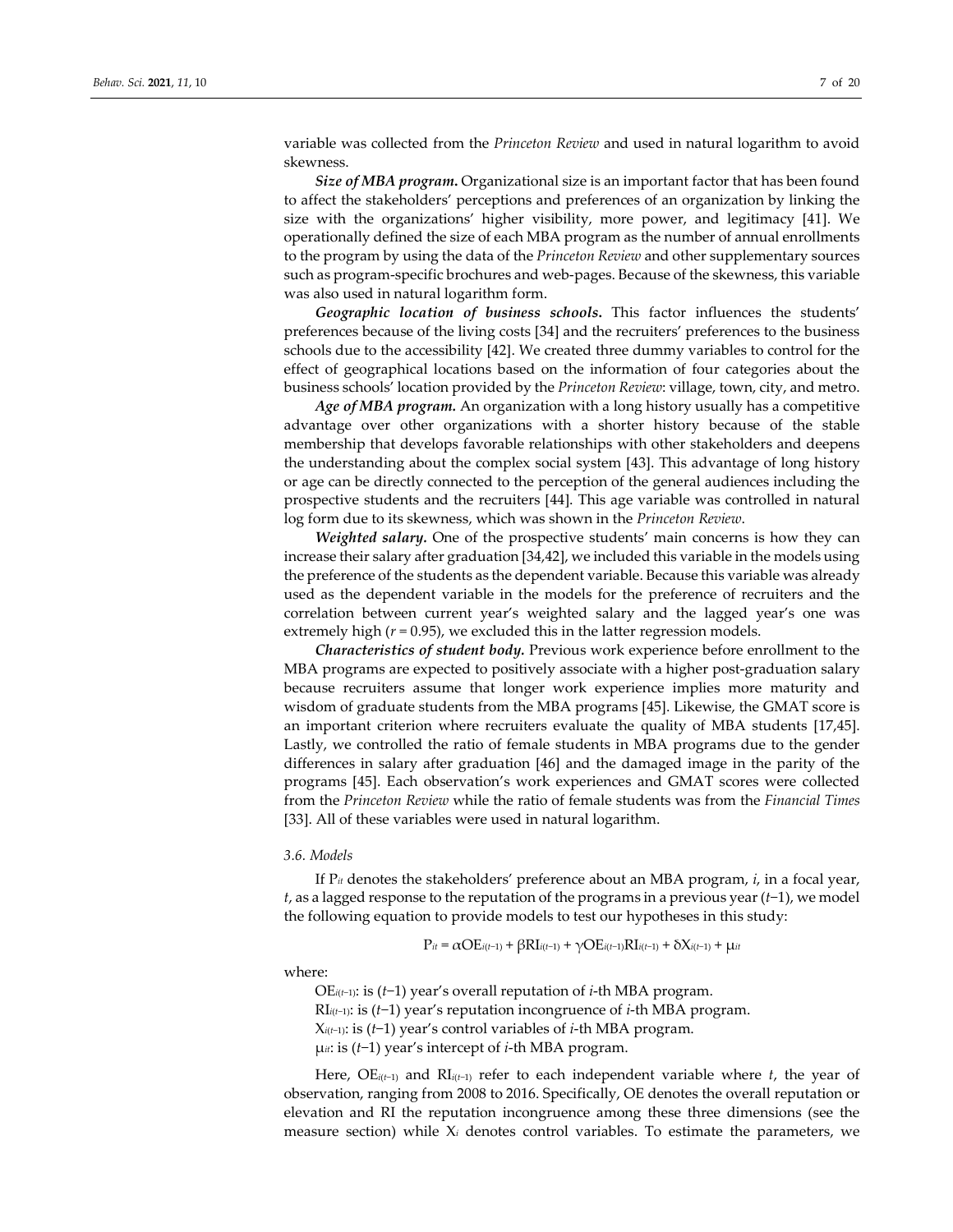variable was collected from the *Princeton Review* and used in natural logarithm to avoid skewness.

***Size of MBA program.*** Organizational size is an important factor that has been found to affect the stakeholders' perceptions and preferences of an organization by linking the size with the organizations' higher visibility, more power, and legitimacy [41]. We operationally defined the size of each MBA program as the number of annual enrollments to the program by using the data of the *Princeton Review* and other supplementary sources such as program-specific brochures and web-pages. Because of the skewness, this variable was also used in natural logarithm form.

***Geographic location of business schools.*** This factor influences the students' preferences because of the living costs [34] and the recruiters' preferences to the business schools due to the accessibility [42]. We created three dummy variables to control for the effect of geographical locations based on the information of four categories about the business schools' location provided by the *Princeton Review*: village, town, city, and metro.

***Age of MBA program.*** An organization with a long history usually has a competitive advantage over other organizations with a shorter history because of the stable membership that develops favorable relationships with other stakeholders and deepens the understanding about the complex social system [43]. This advantage of long history or age can be directly connected to the perception of the general audiences including the prospective students and the recruiters [44]. This age variable was controlled in natural log form due to its skewness, which was shown in the *Princeton Review*.

***Weighted salary.*** One of the prospective students' main concerns is how they can increase their salary after graduation [34,42], we included this variable in the models using the preference of the students as the dependent variable. Because this variable was already used as the dependent variable in the models for the preference of recruiters and the correlation between current year's weighted salary and the lagged year's one was extremely high ($r = 0.95$), we excluded this in the latter regression models.

***Characteristics of student body.*** Previous work experience before enrollment to the MBA programs are expected to positively associate with a higher post-graduation salary because recruiters assume that longer work experience implies more maturity and wisdom of graduate students from the MBA programs [45]. Likewise, the GMAT score is an important criterion where recruiters evaluate the quality of MBA students [17,45]. Lastly, we controlled the ratio of female students in MBA programs due to the gender differences in salary after graduation [46] and the damaged image in the parity of the programs [45]. Each observation's work experiences and GMAT scores were collected from the *Princeton Review* while the ratio of female students was from the *Financial Times* [33]. All of these variables were used in natural logarithm.

### *3.6. Models*

If $P_{it}$ denotes the stakeholders' preference about an MBA program, $i$, in a focal year, $t$, as a lagged response to the reputation of the programs in a previous year ($t-1$), we model the following equation to provide models to test our hypotheses in this study:

$$P_{it} = \alpha OE_{i(t-1)} + \beta RI_{i(t-1)} + \gamma OE_{i(t-1)}RI_{i(t-1)} + \delta X_{i(t-1)} + \mu_{it}$$

where:

$OE_{i(t-1)}$: is ($t-1$) year's overall reputation of $i$-th MBA program.
$RI_{i(t-1)}$: is ($t-1$) year's reputation incongruence of $i$-th MBA program.
$X_{i(t-1)}$: is ($t-1$) year's control variables of $i$-th MBA program.
$\mu_{it}$: is ($t-1$) year's intercept of $i$-th MBA program.

Here, $OE_{i(t-1)}$ and $RI_{i(t-1)}$ refer to each independent variable where $t$, the year of observation, ranging from 2008 to 2016. Specifically, OE denotes the overall reputation or elevation and RI the reputation incongruence among these three dimensions (see the measure section) while $X_i$ denotes control variables. To estimate the parameters, we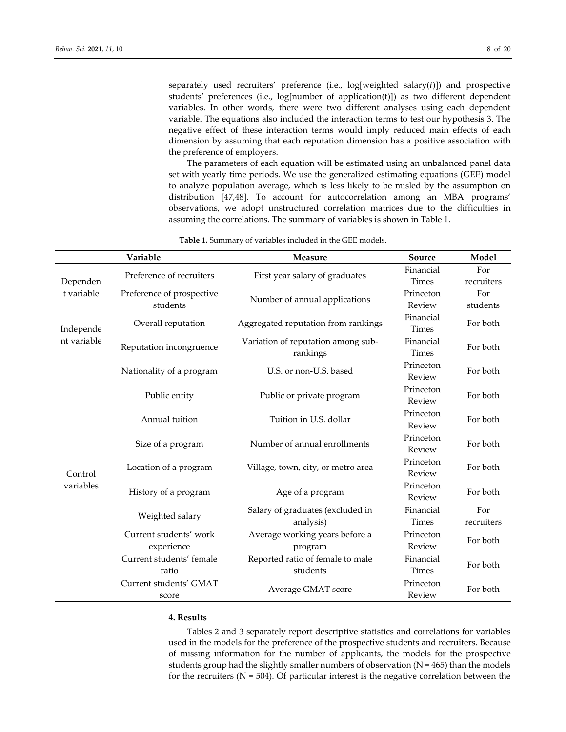separately used recruiters' preference (i.e., log[weighted salary($t$)]) and prospective students' preferences (i.e., log[number of application(t)]) as two different dependent variables. In other words, there were two different analyses using each dependent variable. The equations also included the interaction terms to test our hypothesis 3. The negative effect of these interaction terms would imply reduced main effects of each dimension by assuming that each reputation dimension has a positive association with the preference of employers.

The parameters of each equation will be estimated using an unbalanced panel data set with yearly time periods. We use the generalized estimating equations (GEE) model to analyze population average, which is less likely to be misled by the assumption on distribution [47,48]. To account for autocorrelation among an MBA programs' observations, we adopt unstructured correlation matrices due to the difficulties in assuming the correlations. The summary of variables is shown in Table 1.

**Table 1.** Summary of variables included in the GEE models.

| | Variable | Measure | Source | Model |
|---|---|---|---|---|
| Dependent variable | Preference of recruiters | First year salary of graduates | Financial Times | For recruiters |
| | Preference of prospective students | Number of annual applications | Princeton Review | For students |
| Independent variable | Overall reputation | Aggregated reputation from rankings | Financial Times | For both |
| | Reputation incongruence | Variation of reputation among sub-rankings | Financial Times | For both |
| Control variables | Nationality of a program | U.S. or non-U.S. based | Princeton Review | For both |
| | Public entity | Public or private program | Princeton Review | For both |
| | Annual tuition | Tuition in U.S. dollar | Princeton Review | For both |
| | Size of a program | Number of annual enrollments | Princeton Review | For both |
| | Location of a program | Village, town, city, or metro area | Princeton Review | For both |
| | History of a program | Age of a program | Princeton Review | For both |
| | Weighted salary | Salary of graduates (excluded in analysis) | Financial Times | For recruiters |
| | Current students' work experience | Average working years before a program | Princeton Review | For both |
| | Current students' female ratio | Reported ratio of female to male students | Financial Times | For both |
| | Current students' GMAT score | Average GMAT score | Princeton Review | For both |

## 4. Results

Tables 2 and 3 separately report descriptive statistics and correlations for variables used in the models for the preference of the prospective students and recruiters. Because of missing information for the number of applicants, the models for the prospective students group had the slightly smaller numbers of observation (N = 465) than the models for the recruiters (N = 504). Of particular interest is the negative correlation between the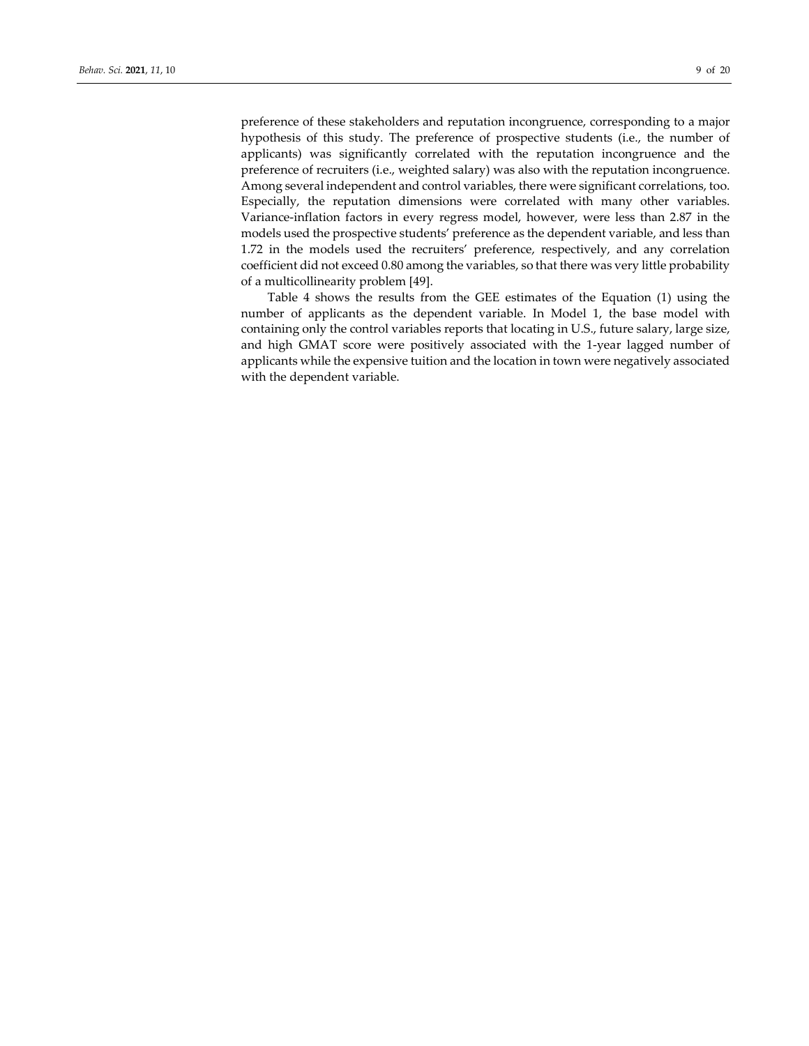preference of these stakeholders and reputation incongruence, corresponding to a major hypothesis of this study. The preference of prospective students (i.e., the number of applicants) was significantly correlated with the reputation incongruence and the preference of recruiters (i.e., weighted salary) was also with the reputation incongruence. Among several independent and control variables, there were significant correlations, too. Especially, the reputation dimensions were correlated with many other variables. Variance-inflation factors in every regress model, however, were less than 2.87 in the models used the prospective students' preference as the dependent variable, and less than 1.72 in the models used the recruiters' preference, respectively, and any correlation coefficient did not exceed 0.80 among the variables, so that there was very little probability of a multicollinearity problem [49].

Table 4 shows the results from the GEE estimates of the Equation (1) using the number of applicants as the dependent variable. In Model 1, the base model with containing only the control variables reports that locating in U.S., future salary, large size, and high GMAT score were positively associated with the 1-year lagged number of applicants while the expensive tuition and the location in town were negatively associated with the dependent variable.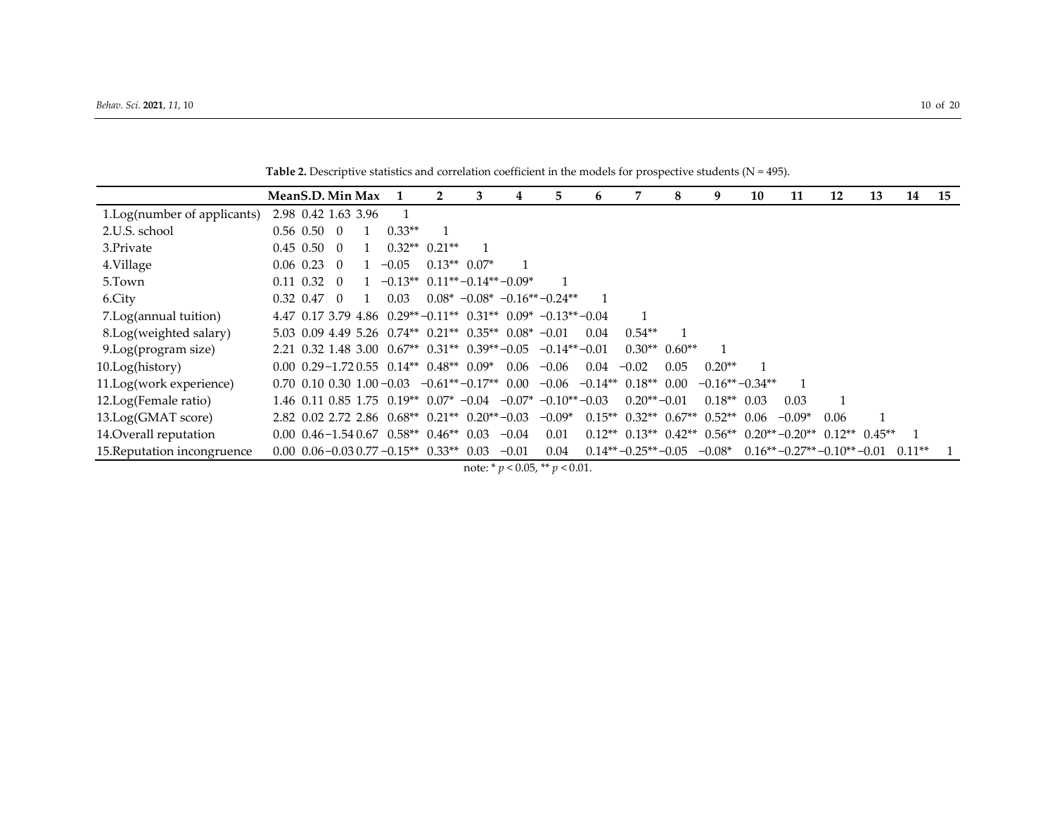**Table 2.** Descriptive statistics and correlation coefficient in the models for prospective students (N = 495).

| | Mean | S.D. | Min | Max | 1 | 2 | 3 | 4 | 5 | 6 | 7 | 8 | 9 | 10 | 11 | 12 | 13 | 14 | 15 |
|---|---|---|---|---|---|---|---|---|---|---|---|---|---|---|---|---|---|---|---|
| 1.Log(number of applicants) | 2.98 | 0.42 | 1.63 | 3.96 | 1 | | | | | | | | | | | | | | |
| 2.U.S. school | 0.56 | 0.50 | 0 | 1 | 0.33** | 1 | | | | | | | | | | | | | |
| 3.Private | 0.45 | 0.50 | 0 | 1 | 0.32** | 0.21** | 1 | | | | | | | | | | | | |
| 4.Village | 0.06 | 0.23 | 0 | 1 | −0.05 | 0.13** | 0.07* | 1 | | | | | | | | | | | |
| 5.Town | 0.11 | 0.32 | 0 | 1 | −0.13** | 0.11** | −0.14** | −0.09* | 1 | | | | | | | | | | |
| 6.City | 0.32 | 0.47 | 0 | 1 | 0.03 | 0.08* | −0.08* | −0.16** | −0.24** | 1 | | | | | | | | | |
| 7.Log(annual tuition) | 4.47 | 0.17 | 3.79 | 4.86 | 0.29** | −0.11** | 0.31** | 0.09* | −0.13** | −0.04 | 1 | | | | | | | | |
| 8.Log(weighted salary) | 5.03 | 0.09 | 4.49 | 5.26 | 0.74** | 0.21** | 0.35** | 0.08* | −0.01 | 0.04 | 0.54** | 1 | | | | | | | |
| 9.Log(program size) | 2.21 | 0.32 | 1.48 | 3.00 | 0.67** | 0.31** | 0.39** | −0.05 | −0.14** | −0.01 | 0.30** | 0.60** | 1 | | | | | | |
| 10.Log(history) | 0.00 | 0.29 | −1.72 | 0.55 | 0.14** | 0.48** | 0.09* | 0.06 | −0.06 | 0.04 | −0.02 | 0.05 | 0.20** | 1 | | | | | |
| 11.Log(work experience) | 0.70 | 0.10 | 0.30 | 1.00 | −0.03 | −0.61** | −0.17** | 0.00 | −0.06 | −0.14** | 0.18** | 0.00 | −0.16** | −0.34** | 1 | | | | |
| 12.Log(Female ratio) | 1.46 | 0.11 | 0.85 | 1.75 | 0.19** | 0.07* | −0.04 | −0.07* | −0.10** | −0.03 | 0.20** | −0.01 | 0.18** | 0.03 | 0.03 | 1 | | | |
| 13.Log(GMAT score) | 2.82 | 0.02 | 2.72 | 2.86 | 0.68** | 0.21** | 0.20** | −0.03 | −0.09* | 0.15** | 0.32** | 0.67** | 0.52** | 0.06 | −0.09* | 0.06 | 1 | | |
| 14.Overall reputation | 0.00 | 0.46 | −1.54 | 0.67 | 0.58** | 0.46** | 0.03 | −0.04 | 0.01 | 0.12** | 0.13** | 0.42** | 0.56** | 0.20** | −0.20** | 0.12** | 0.45** | 1 | |
| 15.Reputation incongruence | 0.00 | 0.06 | −0.03 | 0.77 | −0.15** | 0.33** | 0.03 | −0.01 | 0.04 | 0.14** | −0.25** | −0.05 | −0.08* | 0.16** | −0.27** | −0.10** | −0.01 | 0.11** | 1 |

note: * $p < 0.05$, ** $p < 0.01$.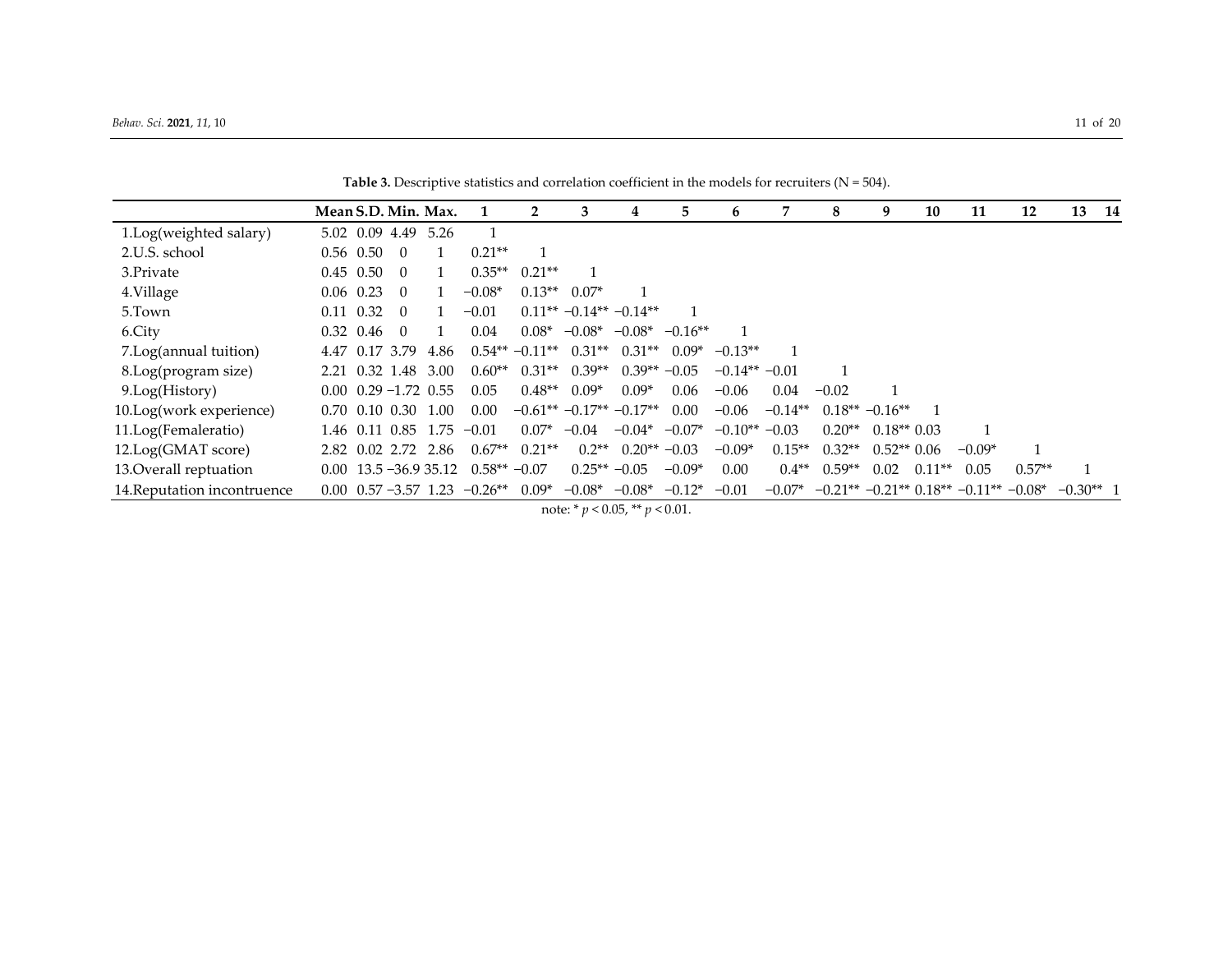**Table 3.** Descriptive statistics and correlation coefficient in the models for recruiters (N = 504).

| | Mean | S.D. | Min. | Max. | 1 | 2 | 3 | 4 | 5 | 6 | 7 | 8 | 9 | 10 | 11 | 12 | 13 | 14 |
|---|---|---|---|---|---|---|---|---|---|---|---|---|---|---|---|---|---|---|
| 1.Log(weighted salary) | 5.02 | 0.09 | 4.49 | 5.26 | 1 | | | | | | | | | | | | | |
| 2.U.S. school | 0.56 | 0.50 | 0 | 1 | 0.21** | 1 | | | | | | | | | | | | |
| 3.Private | 0.45 | 0.50 | 0 | 1 | 0.35** | 0.21** | 1 | | | | | | | | | | | |
| 4.Village | 0.06 | 0.23 | 0 | 1 | −0.08* | 0.13** | 0.07* | 1 | | | | | | | | | | |
| 5.Town | 0.11 | 0.32 | 0 | 1 | −0.01 | 0.11** | −0.14** | −0.14** | 1 | | | | | | | | | |
| 6.City | 0.32 | 0.46 | 0 | 1 | 0.04 | 0.08* | −0.08* | −0.08* | −0.16** | 1 | | | | | | | | |
| 7.Log(annual tuition) | 4.47 | 0.17 | 3.79 | 4.86 | 0.54** | −0.11** | 0.31** | 0.31** | 0.09* | −0.13** | 1 | | | | | | | |
| 8.Log(program size) | 2.21 | 0.32 | 1.48 | 3.00 | 0.60** | 0.31** | 0.39** | 0.39** | −0.05 | −0.14** | −0.01 | 1 | | | | | | |
| 9.Log(History) | 0.00 | 0.29 | −1.72 | 0.55 | 0.05 | 0.48** | 0.09* | 0.09* | 0.06 | −0.06 | 0.04 | −0.02 | 1 | | | | | |
| 10.Log(work experience) | 0.70 | 0.10 | 0.30 | 1.00 | 0.00 | −0.61** | −0.17** | −0.17** | 0.00 | −0.06 | −0.14** | 0.18** | −0.16** | 1 | | | | |
| 11.Log(Femaleratio) | 1.46 | 0.11 | 0.85 | 1.75 | −0.01 | 0.07* | −0.04 | −0.04* | −0.07* | −0.10** | −0.03 | 0.20** | 0.18** | 0.03 | 1 | | | |
| 12.Log(GMAT score) | 2.82 | 0.02 | 2.72 | 2.86 | 0.67** | 0.21** | 0.2** | 0.20** | −0.03 | −0.09* | 0.15** | 0.32** | 0.52** | 0.06 | −0.09* | 1 | | |
| 13.Overall reptuation | 0.00 | 13.5 | −36.9 | 35.12 | 0.58** | −0.07 | 0.25** | −0.05 | −0.09* | 0.00 | 0.4** | 0.59** | 0.02 | 0.11** | 0.05 | 0.57** | 1 | |
| 14.Reputation incontruence | 0.00 | 0.57 | −3.57 | 1.23 | −0.26** | 0.09* | −0.08* | −0.08* | −0.12* | −0.01 | −0.07* | −0.21** | −0.21** | 0.18** | −0.11** | −0.08* | −0.30** | 1 |

note: * $p < 0.05$, ** $p < 0.01$.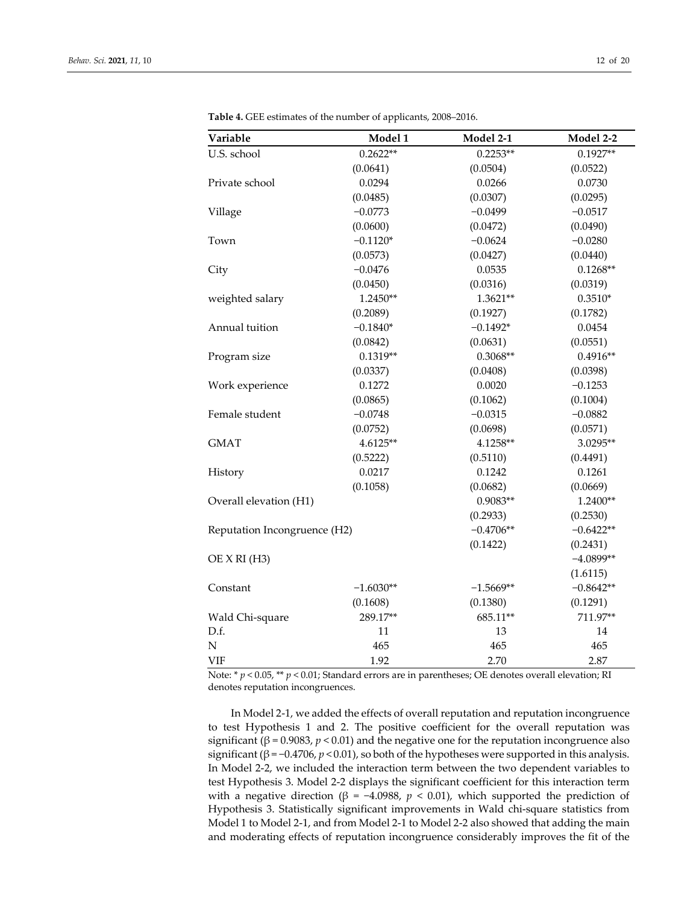**Table 4.** GEE estimates of the number of applicants, 2008–2016.

| Variable | Model 1 | Model 2-1 | Model 2-2 |
|---|---|---|---|
| U.S. school | 0.2622** | 0.2253** | 0.1927** |
| | (0.0641) | (0.0504) | (0.0522) |
| Private school | 0.0294 | 0.0266 | 0.0730 |
| | (0.0485) | (0.0307) | (0.0295) |
| Village | −0.0773 | −0.0499 | −0.0517 |
| | (0.0600) | (0.0472) | (0.0490) |
| Town | −0.1120* | −0.0624 | −0.0280 |
| | (0.0573) | (0.0427) | (0.0440) |
| City | −0.0476 | 0.0535 | 0.1268** |
| | (0.0450) | (0.0316) | (0.0319) |
| weighted salary | 1.2450** | 1.3621** | 0.3510* |
| | (0.2089) | (0.1927) | (0.1782) |
| Annual tuition | −0.1840* | −0.1492* | 0.0454 |
| | (0.0842) | (0.0631) | (0.0551) |
| Program size | 0.1319** | 0.3068** | 0.4916** |
| | (0.0337) | (0.0408) | (0.0398) |
| Work experience | 0.1272 | 0.0020 | −0.1253 |
| | (0.0865) | (0.1062) | (0.1004) |
| Female student | −0.0748 | −0.0315 | −0.0882 |
| | (0.0752) | (0.0698) | (0.0571) |
| GMAT | 4.6125** | 4.1258** | 3.0295** |
| | (0.5222) | (0.5110) | (0.4491) |
| History | 0.0217 | 0.1242 | 0.1261 |
| | (0.1058) | (0.0682) | (0.0669) |
| Overall elevation (H1) | | 0.9083** | 1.2400** |
| | | (0.2933) | (0.2530) |
| Reputation Incongruence (H2) | | −0.4706** | −0.6422** |
| | | (0.1422) | (0.2431) |
| OE X RI (H3) | | | −4.0899** |
| | | | (1.6115) |
| Constant | −1.6030** | −1.5669** | −0.8642** |
| | (0.1608) | (0.1380) | (0.1291) |
| Wald Chi-square | 289.17** | 685.11** | 711.97** |
| D.f. | 11 | 13 | 14 |
| N | 465 | 465 | 465 |
| VIF | 1.92 | 2.70 | 2.87 |

Note: * $p < 0.05$, ** $p < 0.01$; Standard errors are in parentheses; OE denotes overall elevation; RI denotes reputation incongruences.

In Model 2-1, we added the effects of overall reputation and reputation incongruence to test Hypothesis 1 and 2. The positive coefficient for the overall reputation was significant ($\beta = 0.9083$, $p < 0.01$) and the negative one for the reputation incongruence also significant ($\beta = -0.4706$, $p < 0.01$), so both of the hypotheses were supported in this analysis. In Model 2-2, we included the interaction term between the two dependent variables to test Hypothesis 3. Model 2-2 displays the significant coefficient for this interaction term with a negative direction ($\beta = -4.0988$, $p < 0.01$), which supported the prediction of Hypothesis 3. Statistically significant improvements in Wald chi-square statistics from Model 1 to Model 2-1, and from Model 2-1 to Model 2-2 also showed that adding the main and moderating effects of reputation incongruence considerably improves the fit of the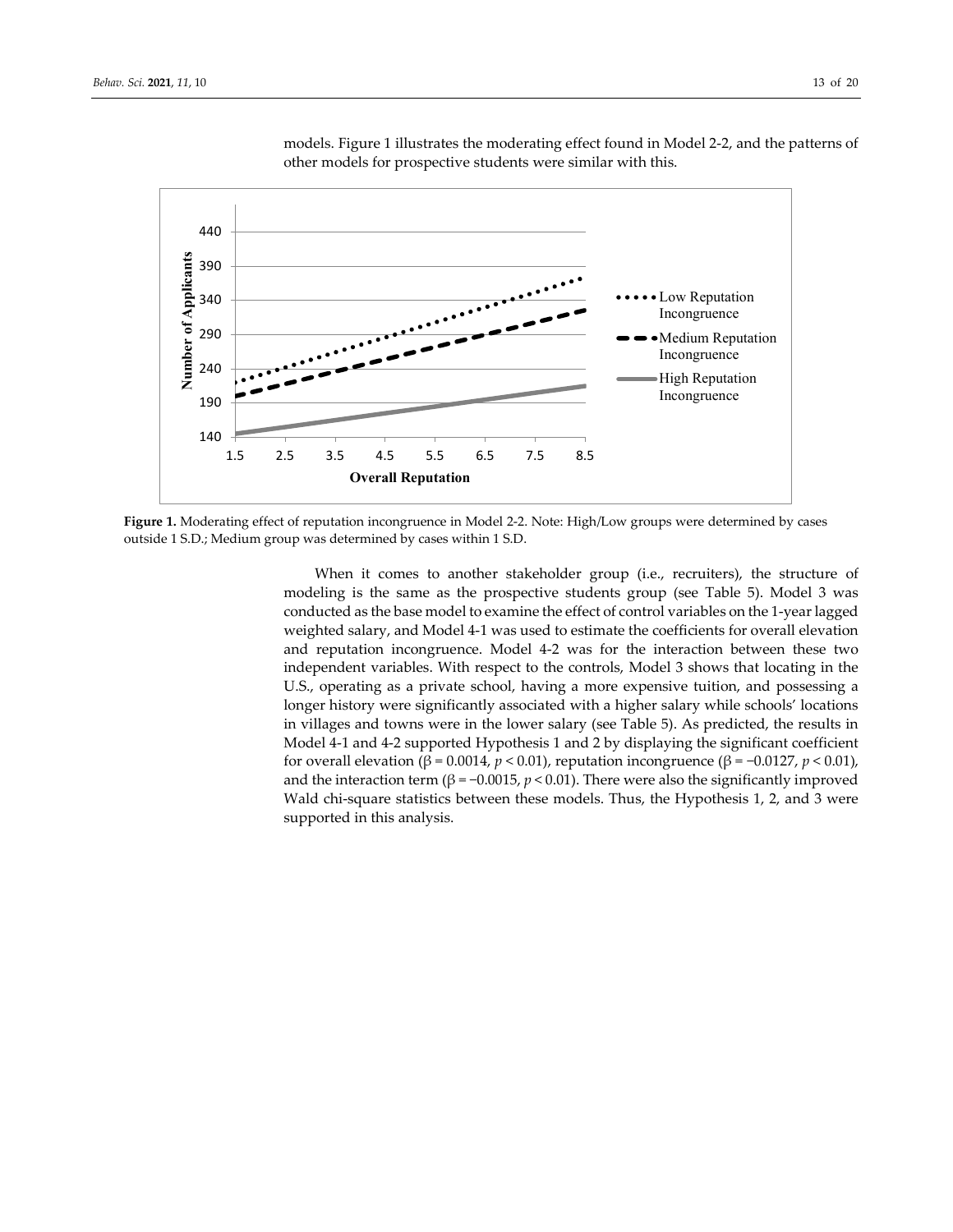models. Figure 1 illustrates the moderating effect found in Model 2-2, and the patterns of other models for prospective students were similar with this.

**Figure 1.** Moderating effect of reputation incongruence in Model 2-2. Note: High/Low groups were determined by cases outside 1 S.D.; Medium group was determined by cases within 1 S.D.

When it comes to another stakeholder group (i.e., recruiters), the structure of modeling is the same as the prospective students group (see Table 5). Model 3 was conducted as the base model to examine the effect of control variables on the 1-year lagged weighted salary, and Model 4-1 was used to estimate the coefficients for overall elevation and reputation incongruence. Model 4-2 was for the interaction between these two independent variables. With respect to the controls, Model 3 shows that locating in the U.S., operating as a private school, having a more expensive tuition, and possessing a longer history were significantly associated with a higher salary while schools' locations in villages and towns were in the lower salary (see Table 5). As predicted, the results in Model 4-1 and 4-2 supported Hypothesis 1 and 2 by displaying the significant coefficient for overall elevation ($\beta = 0.0014$, $p < 0.01$), reputation incongruence ($\beta = -0.0127$, $p < 0.01$), and the interaction term ($\beta = -0.0015$, $p < 0.01$). There were also the significantly improved Wald chi-square statistics between these models. Thus, the Hypothesis 1, 2, and 3 were supported in this analysis.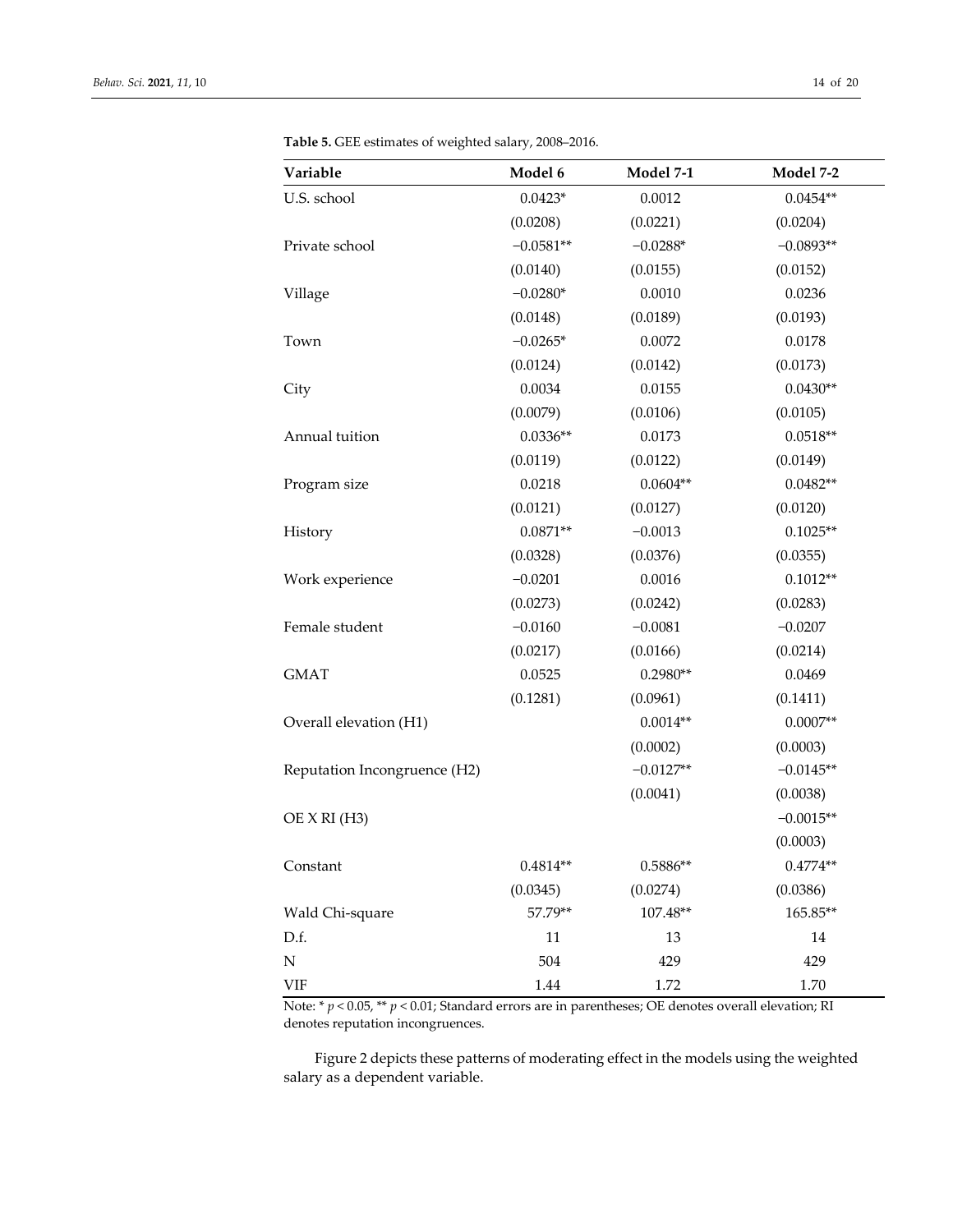**Table 5.** GEE estimates of weighted salary, 2008–2016.

| Variable | Model 6 | Model 7-1 | Model 7-2 |
|---|---|---|---|
| U.S. school | 0.0423* | 0.0012 | 0.0454** |
| | (0.0208) | (0.0221) | (0.0204) |
| Private school | −0.0581** | −0.0288* | −0.0893** |
| | (0.0140) | (0.0155) | (0.0152) |
| Village | −0.0280* | 0.0010 | 0.0236 |
| | (0.0148) | (0.0189) | (0.0193) |
| Town | −0.0265* | 0.0072 | 0.0178 |
| | (0.0124) | (0.0142) | (0.0173) |
| City | 0.0034 | 0.0155 | 0.0430** |
| | (0.0079) | (0.0106) | (0.0105) |
| Annual tuition | 0.0336** | 0.0173 | 0.0518** |
| | (0.0119) | (0.0122) | (0.0149) |
| Program size | 0.0218 | 0.0604** | 0.0482** |
| | (0.0121) | (0.0127) | (0.0120) |
| History | 0.0871** | −0.0013 | 0.1025** |
| | (0.0328) | (0.0376) | (0.0355) |
| Work experience | −0.0201 | 0.0016 | 0.1012** |
| | (0.0273) | (0.0242) | (0.0283) |
| Female student | −0.0160 | −0.0081 | −0.0207 |
| | (0.0217) | (0.0166) | (0.0214) |
| GMAT | 0.0525 | 0.2980** | 0.0469 |
| | (0.1281) | (0.0961) | (0.1411) |
| Overall elevation (H1) | | 0.0014** | 0.0007** |
| | | (0.0002) | (0.0003) |
| Reputation Incongruence (H2) | | −0.0127** | −0.0145** |
| | | (0.0041) | (0.0038) |
| OE X RI (H3) | | | −0.0015** |
| | | | (0.0003) |
| Constant | 0.4814** | 0.5886** | 0.4774** |
| | (0.0345) | (0.0274) | (0.0386) |
| Wald Chi-square | 57.79** | 107.48** | 165.85** |
| D.f. | 11 | 13 | 14 |
| N | 504 | 429 | 429 |
| VIF | 1.44 | 1.72 | 1.70 |

Note: * $p < 0.05$, ** $p < 0.01$; Standard errors are in parentheses; OE denotes overall elevation; RI denotes reputation incongruences.

Figure 2 depicts these patterns of moderating effect in the models using the weighted salary as a dependent variable.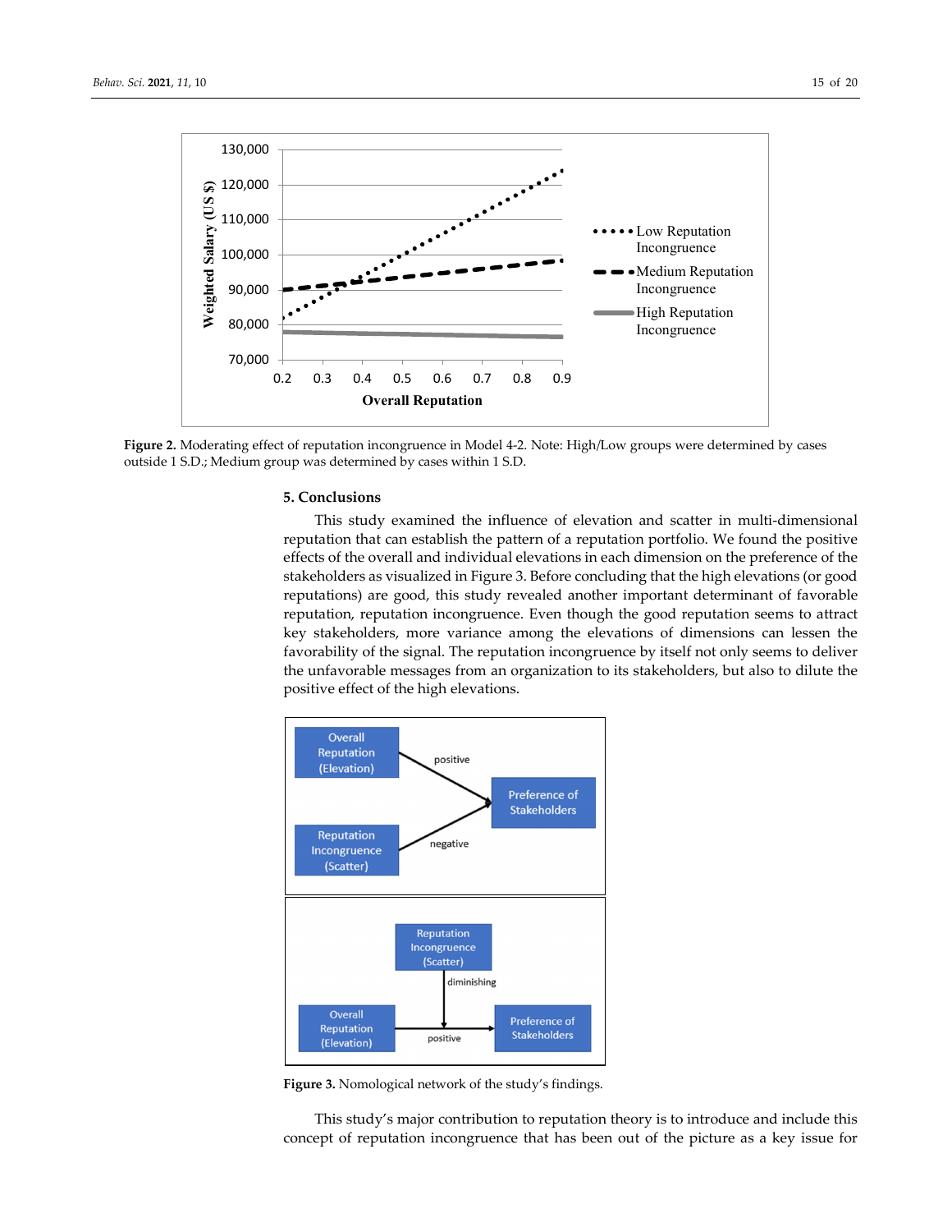**Figure 2.** Moderating effect of reputation incongruence in Model 4-2. Note: High/Low groups were determined by cases outside 1 S.D.; Medium group was determined by cases within 1 S.D.

## 5. Conclusions

This study examined the influence of elevation and scatter in multi-dimensional reputation that can establish the pattern of a reputation portfolio. We found the positive effects of the overall and individual elevations in each dimension on the preference of the stakeholders as visualized in Figure 3. Before concluding that the high elevations (or good reputations) are good, this study revealed another important determinant of favorable reputation, reputation incongruence. Even though the good reputation seems to attract key stakeholders, more variance among the elevations of dimensions can lessen the favorability of the signal. The reputation incongruence by itself not only seems to deliver the unfavorable messages from an organization to its stakeholders, but also to dilute the positive effect of the high elevations.

**Figure 3.** Nomological network of the study's findings.

This study's major contribution to reputation theory is to introduce and include this concept of reputation incongruence that has been out of the picture as a key issue for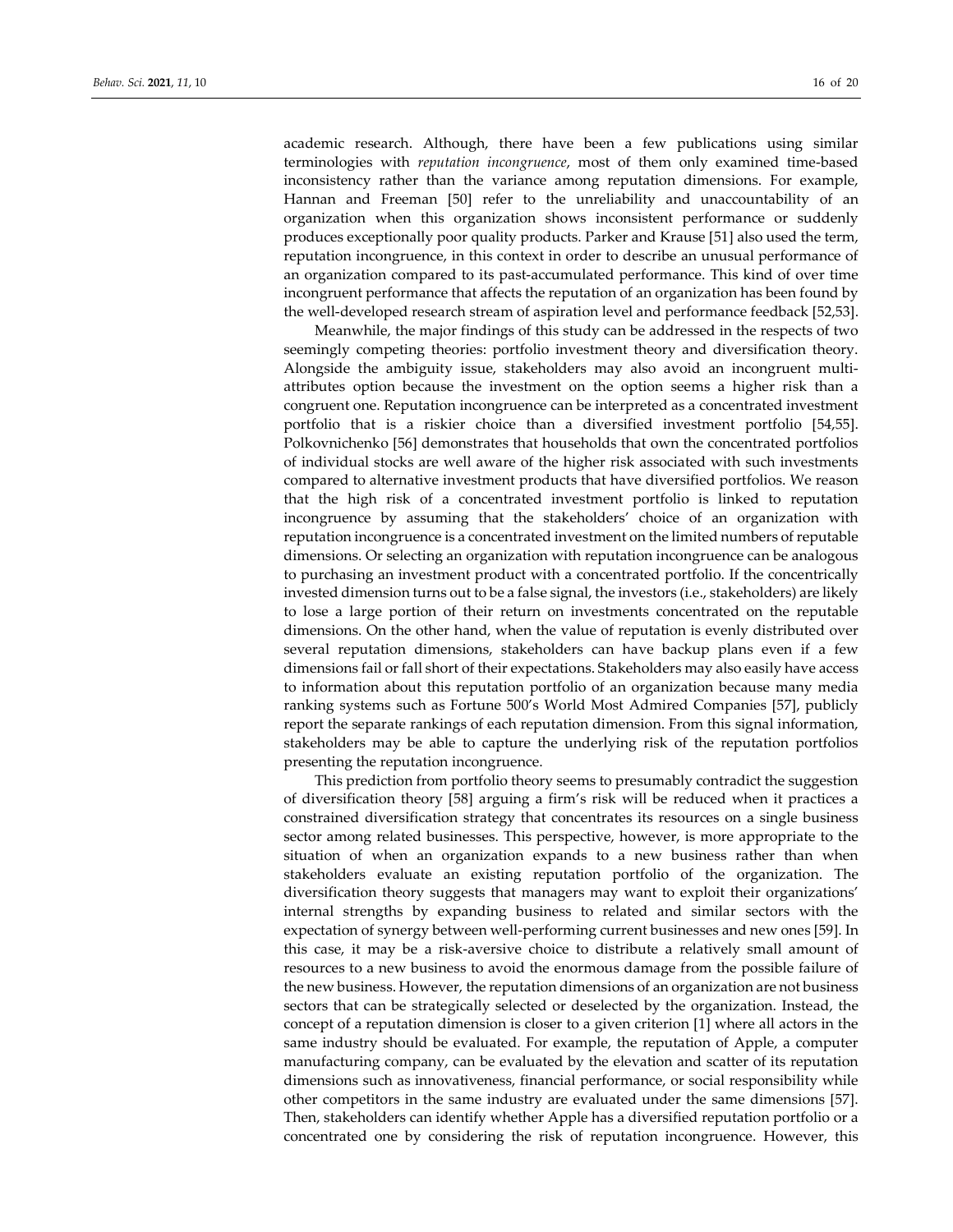academic research. Although, there have been a few publications using similar terminologies with *reputation incongruence*, most of them only examined time-based inconsistency rather than the variance among reputation dimensions. For example, Hannan and Freeman [50] refer to the unreliability and unaccountability of an organization when this organization shows inconsistent performance or suddenly produces exceptionally poor quality products. Parker and Krause [51] also used the term, reputation incongruence, in this context in order to describe an unusual performance of an organization compared to its past-accumulated performance. This kind of over time incongruent performance that affects the reputation of an organization has been found by the well-developed research stream of aspiration level and performance feedback [52,53].

Meanwhile, the major findings of this study can be addressed in the respects of two seemingly competing theories: portfolio investment theory and diversification theory. Alongside the ambiguity issue, stakeholders may also avoid an incongruent multi-attributes option because the investment on the option seems a higher risk than a congruent one. Reputation incongruence can be interpreted as a concentrated investment portfolio that is a riskier choice than a diversified investment portfolio [54,55]. Polkovnichenko [56] demonstrates that households that own the concentrated portfolios of individual stocks are well aware of the higher risk associated with such investments compared to alternative investment products that have diversified portfolios. We reason that the high risk of a concentrated investment portfolio is linked to reputation incongruence by assuming that the stakeholders' choice of an organization with reputation incongruence is a concentrated investment on the limited numbers of reputable dimensions. Or selecting an organization with reputation incongruence can be analogous to purchasing an investment product with a concentrated portfolio. If the concentrically invested dimension turns out to be a false signal, the investors (i.e., stakeholders) are likely to lose a large portion of their return on investments concentrated on the reputable dimensions. On the other hand, when the value of reputation is evenly distributed over several reputation dimensions, stakeholders can have backup plans even if a few dimensions fail or fall short of their expectations. Stakeholders may also easily have access to information about this reputation portfolio of an organization because many media ranking systems such as Fortune 500's World Most Admired Companies [57], publicly report the separate rankings of each reputation dimension. From this signal information, stakeholders may be able to capture the underlying risk of the reputation portfolios presenting the reputation incongruence.

This prediction from portfolio theory seems to presumably contradict the suggestion of diversification theory [58] arguing a firm's risk will be reduced when it practices a constrained diversification strategy that concentrates its resources on a single business sector among related businesses. This perspective, however, is more appropriate to the situation of when an organization expands to a new business rather than when stakeholders evaluate an existing reputation portfolio of the organization. The diversification theory suggests that managers may want to exploit their organizations' internal strengths by expanding business to related and similar sectors with the expectation of synergy between well-performing current businesses and new ones [59]. In this case, it may be a risk-aversive choice to distribute a relatively small amount of resources to a new business to avoid the enormous damage from the possible failure of the new business. However, the reputation dimensions of an organization are not business sectors that can be strategically selected or deselected by the organization. Instead, the concept of a reputation dimension is closer to a given criterion [1] where all actors in the same industry should be evaluated. For example, the reputation of Apple, a computer manufacturing company, can be evaluated by the elevation and scatter of its reputation dimensions such as innovativeness, financial performance, or social responsibility while other competitors in the same industry are evaluated under the same dimensions [57]. Then, stakeholders can identify whether Apple has a diversified reputation portfolio or a concentrated one by considering the risk of reputation incongruence. However, this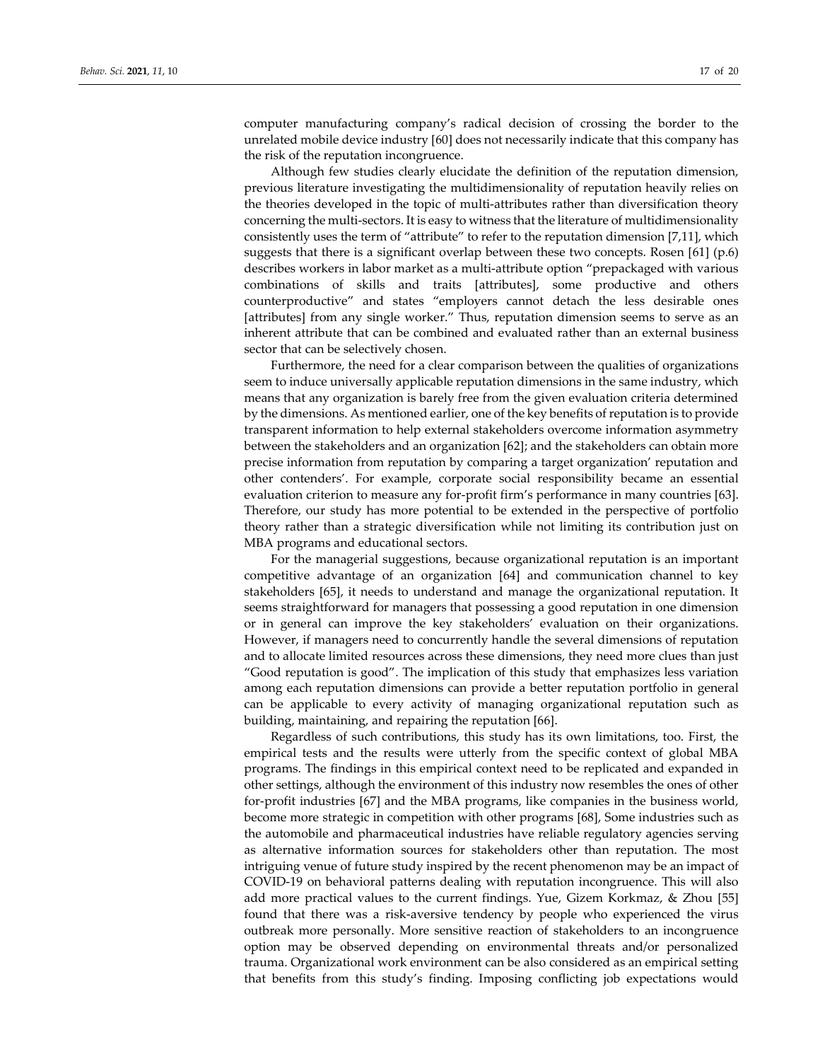computer manufacturing company's radical decision of crossing the border to the unrelated mobile device industry [60] does not necessarily indicate that this company has the risk of the reputation incongruence.

Although few studies clearly elucidate the definition of the reputation dimension, previous literature investigating the multidimensionality of reputation heavily relies on the theories developed in the topic of multi-attributes rather than diversification theory concerning the multi-sectors. It is easy to witness that the literature of multidimensionality consistently uses the term of "attribute" to refer to the reputation dimension [7,11], which suggests that there is a significant overlap between these two concepts. Rosen [61] (p.6) describes workers in labor market as a multi-attribute option "prepackaged with various combinations of skills and traits [attributes], some productive and others counterproductive" and states "employers cannot detach the less desirable ones [attributes] from any single worker." Thus, reputation dimension seems to serve as an inherent attribute that can be combined and evaluated rather than an external business sector that can be selectively chosen.

Furthermore, the need for a clear comparison between the qualities of organizations seem to induce universally applicable reputation dimensions in the same industry, which means that any organization is barely free from the given evaluation criteria determined by the dimensions. As mentioned earlier, one of the key benefits of reputation is to provide transparent information to help external stakeholders overcome information asymmetry between the stakeholders and an organization [62]; and the stakeholders can obtain more precise information from reputation by comparing a target organization' reputation and other contenders'. For example, corporate social responsibility became an essential evaluation criterion to measure any for-profit firm's performance in many countries [63]. Therefore, our study has more potential to be extended in the perspective of portfolio theory rather than a strategic diversification while not limiting its contribution just on MBA programs and educational sectors.

For the managerial suggestions, because organizational reputation is an important competitive advantage of an organization [64] and communication channel to key stakeholders [65], it needs to understand and manage the organizational reputation. It seems straightforward for managers that possessing a good reputation in one dimension or in general can improve the key stakeholders' evaluation on their organizations. However, if managers need to concurrently handle the several dimensions of reputation and to allocate limited resources across these dimensions, they need more clues than just "Good reputation is good". The implication of this study that emphasizes less variation among each reputation dimensions can provide a better reputation portfolio in general can be applicable to every activity of managing organizational reputation such as building, maintaining, and repairing the reputation [66].

Regardless of such contributions, this study has its own limitations, too. First, the empirical tests and the results were utterly from the specific context of global MBA programs. The findings in this empirical context need to be replicated and expanded in other settings, although the environment of this industry now resembles the ones of other for-profit industries [67] and the MBA programs, like companies in the business world, become more strategic in competition with other programs [68], Some industries such as the automobile and pharmaceutical industries have reliable regulatory agencies serving as alternative information sources for stakeholders other than reputation. The most intriguing venue of future study inspired by the recent phenomenon may be an impact of COVID-19 on behavioral patterns dealing with reputation incongruence. This will also add more practical values to the current findings. Yue, Gizem Korkmaz, & Zhou [55] found that there was a risk-aversive tendency by people who experienced the virus outbreak more personally. More sensitive reaction of stakeholders to an incongruence option may be observed depending on environmental threats and/or personalized trauma. Organizational work environment can be also considered as an empirical setting that benefits from this study's finding. Imposing conflicting job expectations would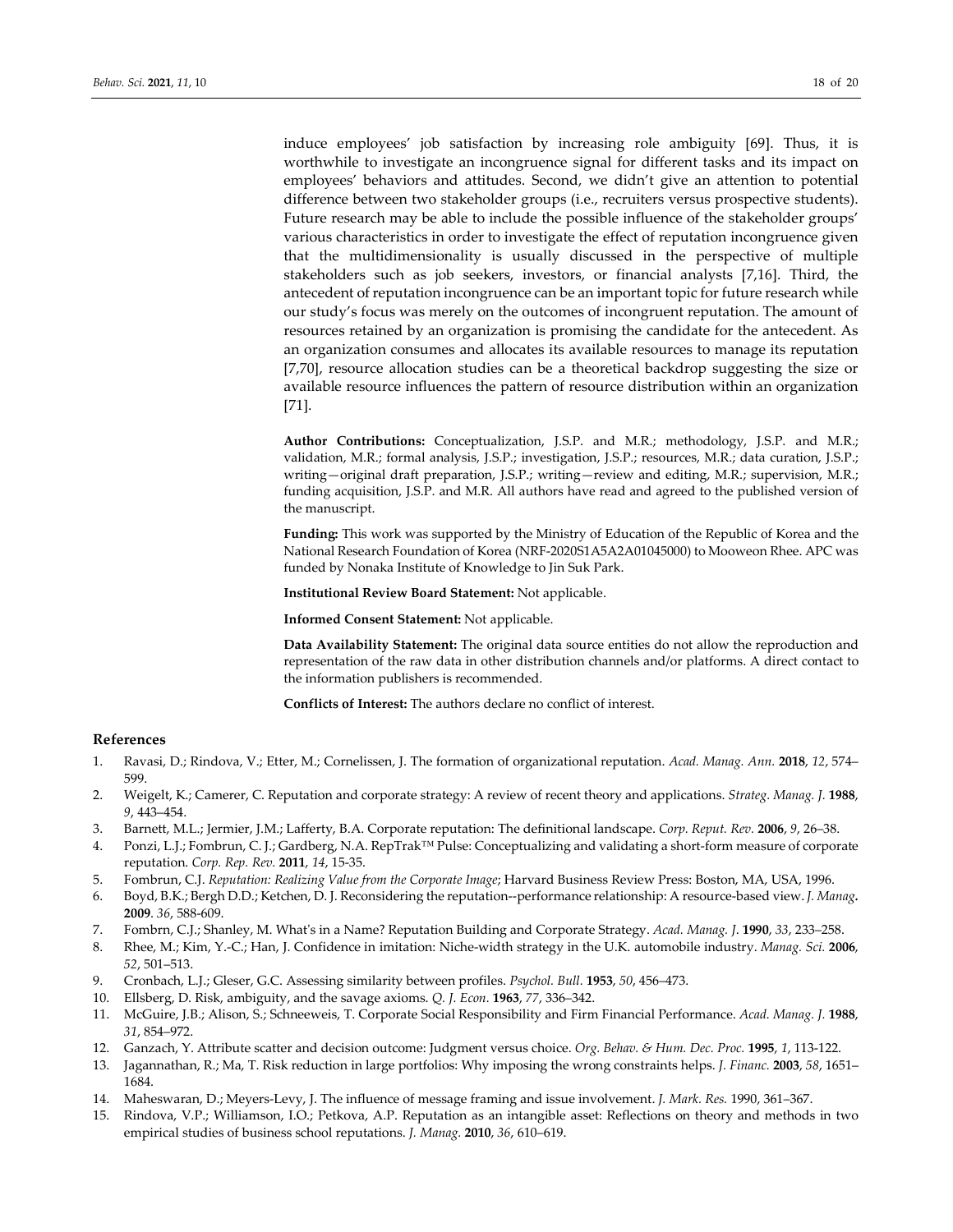induce employees' job satisfaction by increasing role ambiguity [69]. Thus, it is worthwhile to investigate an incongruence signal for different tasks and its impact on employees' behaviors and attitudes. Second, we didn't give an attention to potential difference between two stakeholder groups (i.e., recruiters versus prospective students). Future research may be able to include the possible influence of the stakeholder groups' various characteristics in order to investigate the effect of reputation incongruence given that the multidimensionality is usually discussed in the perspective of multiple stakeholders such as job seekers, investors, or financial analysts [7,16]. Third, the antecedent of reputation incongruence can be an important topic for future research while our study's focus was merely on the outcomes of incongruent reputation. The amount of resources retained by an organization is promising the candidate for the antecedent. As an organization consumes and allocates its available resources to manage its reputation [7,70], resource allocation studies can be a theoretical backdrop suggesting the size or available resource influences the pattern of resource distribution within an organization [71].

**Author Contributions:** Conceptualization, J.S.P. and M.R.; methodology, J.S.P. and M.R.; validation, M.R.; formal analysis, J.S.P.; investigation, J.S.P.; resources, M.R.; data curation, J.S.P.; writing—original draft preparation, J.S.P.; writing—review and editing, M.R.; supervision, M.R.; funding acquisition, J.S.P. and M.R. All authors have read and agreed to the published version of the manuscript.

**Funding:** This work was supported by the Ministry of Education of the Republic of Korea and the National Research Foundation of Korea (NRF-2020S1A5A2A01045000) to Mooweon Rhee. APC was funded by Nonaka Institute of Knowledge to Jin Suk Park.

**Institutional Review Board Statement:** Not applicable.

**Informed Consent Statement:** Not applicable.

**Data Availability Statement:** The original data source entities do not allow the reproduction and representation of the raw data in other distribution channels and/or platforms. A direct contact to the information publishers is recommended.

**Conflicts of Interest:** The authors declare no conflict of interest.

## References

1. Ravasi, D.; Rindova, V.; Etter, M.; Cornelissen, J. The formation of organizational reputation. *Acad. Manag. Ann.* **2018**, *12*, 574–599.
2. Weigelt, K.; Camerer, C. Reputation and corporate strategy: A review of recent theory and applications. *Strateg. Manag. J.* **1988**, *9*, 443–454.
3. Barnett, M.L.; Jermier, J.M.; Lafferty, B.A. Corporate reputation: The definitional landscape. *Corp. Reput. Rev.* **2006**, *9*, 26–38.
4. Ponzi, L.J.; Fombrun, C. J.; Gardberg, N.A. RepTrak™ Pulse: Conceptualizing and validating a short-form measure of corporate reputation. *Corp. Rep. Rev.* **2011**, *14*, 15-35.
5. Fombrun, C.J. *Reputation: Realizing Value from the Corporate Image*; Harvard Business Review Press: Boston, MA, USA, 1996.
6. Boyd, B.K.; Bergh D.D.; Ketchen, D. J. Reconsidering the reputation--performance relationship: A resource-based view. *J. Manag***.** **2009**. *36*, 588-609.
7. Fombrn, C.J.; Shanley, M. What's in a Name? Reputation Building and Corporate Strategy. *Acad. Manag. J.* **1990**, *33*, 233–258.
8. Rhee, M.; Kim, Y.-C.; Han, J. Confidence in imitation: Niche-width strategy in the U.K. automobile industry. *Manag. Sci.* **2006**, *52*, 501–513.
9. Cronbach, L.J.; Gleser, G.C. Assessing similarity between profiles. *Psychol. Bull.* **1953**, *50*, 456–473.
10. Ellsberg, D. Risk, ambiguity, and the savage axioms. *Q. J. Econ.* **1963**, *77*, 336–342.
11. McGuire, J.B.; Alison, S.; Schneeweis, T. Corporate Social Responsibility and Firm Financial Performance. *Acad. Manag. J.* **1988**, *31*, 854–972.
12. Ganzach, Y. Attribute scatter and decision outcome: Judgment versus choice. *Org. Behav. & Hum. Dec. Proc.* **1995**, *1*, 113-122.
13. Jagannathan, R.; Ma, T. Risk reduction in large portfolios: Why imposing the wrong constraints helps. *J. Financ.* **2003**, *58*, 1651–1684.
14. Maheswaran, D.; Meyers-Levy, J. The influence of message framing and issue involvement. *J. Mark. Res.* 1990, 361–367.
15. Rindova, V.P.; Williamson, I.O.; Petkova, A.P. Reputation as an intangible asset: Reflections on theory and methods in two empirical studies of business school reputations. *J. Manag.* **2010**, *36*, 610–619.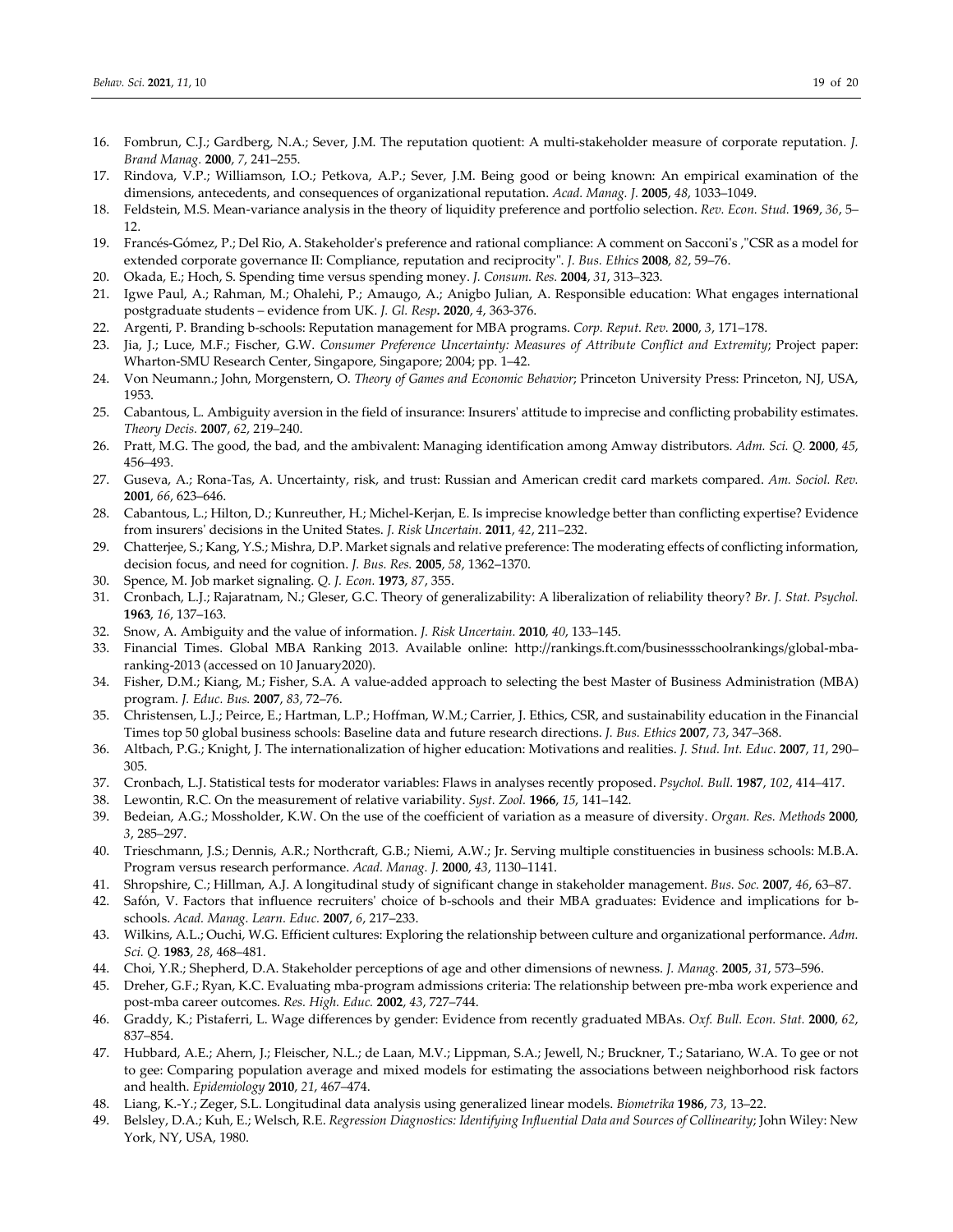16. Fombrun, C.J.; Gardberg, N.A.; Sever, J.M. The reputation quotient: A multi-stakeholder measure of corporate reputation. *J. Brand Manag.* **2000**, *7*, 241–255.
17. Rindova, V.P.; Williamson, I.O.; Petkova, A.P.; Sever, J.M. Being good or being known: An empirical examination of the dimensions, antecedents, and consequences of organizational reputation. *Acad. Manag. J.* **2005**, *48*, 1033–1049.
18. Feldstein, M.S. Mean-variance analysis in the theory of liquidity preference and portfolio selection. *Rev. Econ. Stud.* **1969**, *36*, 5–12.
19. Francés-Gómez, P.; Del Rio, A. Stakeholder's preference and rational compliance: A comment on Sacconi's ,"CSR as a model for extended corporate governance II: Compliance, reputation and reciprocity". *J. Bus. Ethics* **2008**, *82*, 59–76.
20. Okada, E.; Hoch, S. Spending time versus spending money. *J. Consum. Res.* **2004**, *31*, 313–323.
21. Igwe Paul, A.; Rahman, M.; Ohalehi, P.; Amaugo, A.; Anigbo Julian, A. Responsible education: What engages international postgraduate students – evidence from UK. *J. Gl. Resp*. **2020**, *4*, 363-376.
22. Argenti, P. Branding b-schools: Reputation management for MBA programs. *Corp. Reput. Rev.* **2000**, *3*, 171–178.
23. Jia, J.; Luce, M.F.; Fischer, G.W. *Consumer Preference Uncertainty: Measures of Attribute Conflict and Extremity*; Project paper: Wharton-SMU Research Center, Singapore, Singapore; 2004; pp. 1–42.
24. Von Neumann.; John, Morgenstern, O. *Theory of Games and Economic Behavior*; Princeton University Press: Princeton, NJ, USA, 1953.
25. Cabantous, L. Ambiguity aversion in the field of insurance: Insurers' attitude to imprecise and conflicting probability estimates. *Theory Decis.* **2007**, *62*, 219–240.
26. Pratt, M.G. The good, the bad, and the ambivalent: Managing identification among Amway distributors. *Adm. Sci. Q.* **2000**, *45*, 456–493.
27. Guseva, A.; Rona-Tas, A. Uncertainty, risk, and trust: Russian and American credit card markets compared. *Am. Sociol. Rev.* **2001**, *66*, 623–646.
28. Cabantous, L.; Hilton, D.; Kunreuther, H.; Michel-Kerjan, E. Is imprecise knowledge better than conflicting expertise? Evidence from insurers' decisions in the United States. *J. Risk Uncertain.* **2011**, *42*, 211–232.
29. Chatterjee, S.; Kang, Y.S.; Mishra, D.P. Market signals and relative preference: The moderating effects of conflicting information, decision focus, and need for cognition. *J. Bus. Res.* **2005**, *58*, 1362–1370.
30. Spence, M. Job market signaling. *Q. J. Econ.* **1973**, *87*, 355.
31. Cronbach, L.J.; Rajaratnam, N.; Gleser, G.C. Theory of generalizability: A liberalization of reliability theory? *Br. J. Stat. Psychol.* **1963**, *16*, 137–163.
32. Snow, A. Ambiguity and the value of information. *J. Risk Uncertain.* **2010**, *40*, 133–145.
33. Financial Times. Global MBA Ranking 2013. Available online: http://rankings.ft.com/businessschoolrankings/global-mba-ranking-2013 (accessed on 10 January2020).
34. Fisher, D.M.; Kiang, M.; Fisher, S.A. A value-added approach to selecting the best Master of Business Administration (MBA) program. *J. Educ. Bus.* **2007**, *83*, 72–76.
35. Christensen, L.J.; Peirce, E.; Hartman, L.P.; Hoffman, W.M.; Carrier, J. Ethics, CSR, and sustainability education in the Financial Times top 50 global business schools: Baseline data and future research directions. *J. Bus. Ethics* **2007**, *73*, 347–368.
36. Altbach, P.G.; Knight, J. The internationalization of higher education: Motivations and realities. *J. Stud. Int. Educ.* **2007**, *11*, 290–305.
37. Cronbach, L.J. Statistical tests for moderator variables: Flaws in analyses recently proposed. *Psychol. Bull.* **1987**, *102*, 414–417.
38. Lewontin, R.C. On the measurement of relative variability. *Syst. Zool.* **1966**, *15*, 141–142.
39. Bedeian, A.G.; Mossholder, K.W. On the use of the coefficient of variation as a measure of diversity. *Organ. Res. Methods* **2000**, *3*, 285–297.
40. Trieschmann, J.S.; Dennis, A.R.; Northcraft, G.B.; Niemi, A.W.; Jr. Serving multiple constituencies in business schools: M.B.A. Program versus research performance. *Acad. Manag. J.* **2000**, *43*, 1130–1141.
41. Shropshire, C.; Hillman, A.J. A longitudinal study of significant change in stakeholder management. *Bus. Soc.* **2007**, *46*, 63–87.
42. Safón, V. Factors that influence recruiters' choice of b-schools and their MBA graduates: Evidence and implications for b-schools. *Acad. Manag. Learn. Educ.* **2007**, *6*, 217–233.
43. Wilkins, A.L.; Ouchi, W.G. Efficient cultures: Exploring the relationship between culture and organizational performance. *Adm. Sci. Q.* **1983**, *28*, 468–481.
44. Choi, Y.R.; Shepherd, D.A. Stakeholder perceptions of age and other dimensions of newness. *J. Manag.* **2005**, *31*, 573–596.
45. Dreher, G.F.; Ryan, K.C. Evaluating mba-program admissions criteria: The relationship between pre-mba work experience and post-mba career outcomes. *Res. High. Educ.* **2002**, *43*, 727–744.
46. Graddy, K.; Pistaferri, L. Wage differences by gender: Evidence from recently graduated MBAs. *Oxf. Bull. Econ. Stat.* **2000**, *62*, 837–854.
47. Hubbard, A.E.; Ahern, J.; Fleischer, N.L.; de Laan, M.V.; Lippman, S.A.; Jewell, N.; Bruckner, T.; Satariano, W.A. To gee or not to gee: Comparing population average and mixed models for estimating the associations between neighborhood risk factors and health. *Epidemiology* **2010**, *21*, 467–474.
48. Liang, K.-Y.; Zeger, S.L. Longitudinal data analysis using generalized linear models. *Biometrika* **1986**, *73*, 13–22.
49. Belsley, D.A.; Kuh, E.; Welsch, R.E. *Regression Diagnostics: Identifying Influential Data and Sources of Collinearity*; John Wiley: New York, NY, USA, 1980.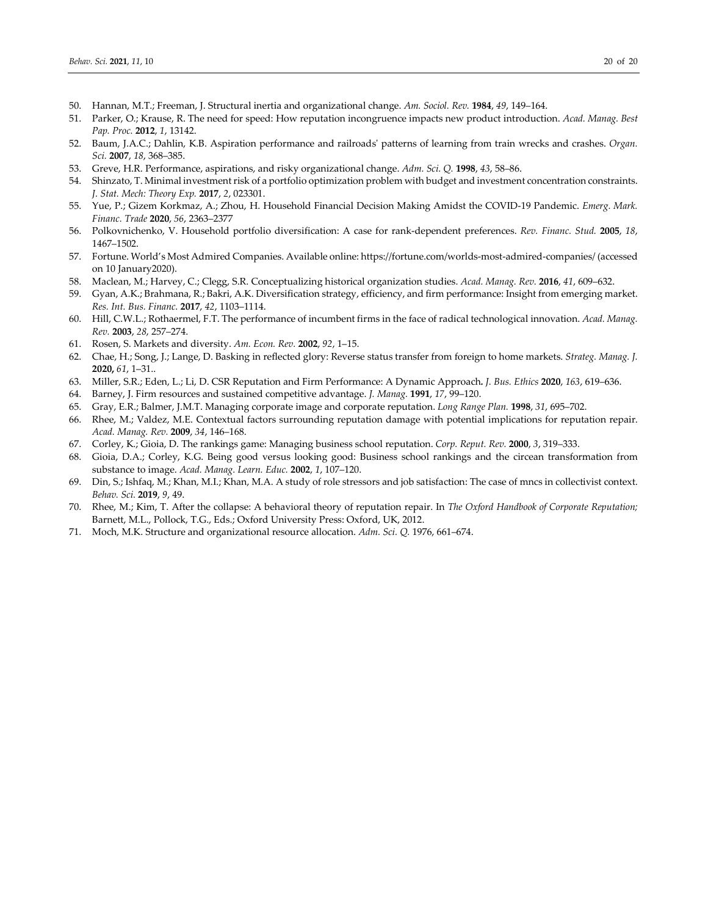50. Hannan, M.T.; Freeman, J. Structural inertia and organizational change. *Am. Sociol. Rev.* **1984**, *49*, 149–164.
51. Parker, O.; Krause, R. The need for speed: How reputation incongruence impacts new product introduction. *Acad. Manag. Best Pap. Proc.* **2012**, *1*, 13142.
52. Baum, J.A.C.; Dahlin, K.B. Aspiration performance and railroads' patterns of learning from train wrecks and crashes. *Organ. Sci.* **2007**, *18*, 368–385.
53. Greve, H.R. Performance, aspirations, and risky organizational change. *Adm. Sci. Q.* **1998**, *43*, 58–86.
54. Shinzato, T. Minimal investment risk of a portfolio optimization problem with budget and investment concentration constraints. *J. Stat. Mech: Theory Exp.* **2017**, *2*, 023301.
55. Yue, P.; Gizem Korkmaz, A.; Zhou, H. Household Financial Decision Making Amidst the COVID-19 Pandemic. *Emerg. Mark. Financ. Trade* **2020**, *56*, 2363–2377
56. Polkovnichenko, V. Household portfolio diversification: A case for rank-dependent preferences. *Rev. Financ. Stud.* **2005**, *18*, 1467–1502.
57. Fortune. World's Most Admired Companies. Available online: https://fortune.com/worlds-most-admired-companies/ (accessed on 10 January2020).
58. Maclean, M.; Harvey, C.; Clegg, S.R. Conceptualizing historical organization studies. *Acad. Manag. Rev.* **2016**, *41*, 609–632.
59. Gyan, A.K.; Brahmana, R.; Bakri, A.K. Diversification strategy, efficiency, and firm performance: Insight from emerging market. *Res. Int. Bus. Financ.* **2017**, *42*, 1103–1114.
60. Hill, C.W.L.; Rothaermel, F.T. The performance of incumbent firms in the face of radical technological innovation. *Acad. Manag. Rev.* **2003**, *28*, 257–274.
61. Rosen, S. Markets and diversity. *Am. Econ. Rev.* **2002**, *92*, 1–15.
62. Chae, H.; Song, J.; Lange, D. Basking in reflected glory: Reverse status transfer from foreign to home markets. *Strateg. Manag. J.* **2020,** *61*, 1–31..
63. Miller, S.R.; Eden, L.; Li, D. CSR Reputation and Firm Performance: A Dynamic Approach**.** *J. Bus. Ethics* **2020**, *163*, 619–636.
64. Barney, J. Firm resources and sustained competitive advantage. *J. Manag.* **1991**, *17*, 99–120.
65. Gray, E.R.; Balmer, J.M.T. Managing corporate image and corporate reputation. *Long Range Plan.* **1998**, *31*, 695–702.
66. Rhee, M.; Valdez, M.E. Contextual factors surrounding reputation damage with potential implications for reputation repair. *Acad. Manag. Rev.* **2009**, *34*, 146–168.
67. Corley, K.; Gioia, D. The rankings game: Managing business school reputation. *Corp. Reput. Rev.* **2000**, *3*, 319–333.
68. Gioia, D.A.; Corley, K.G. Being good versus looking good: Business school rankings and the circean transformation from substance to image. *Acad. Manag. Learn. Educ.* **2002**, *1*, 107–120.
69. Din, S.; Ishfaq, M.; Khan, M.I.; Khan, M.A. A study of role stressors and job satisfaction: The case of mncs in collectivist context. *Behav. Sci.* **2019**, *9*, 49.
70. Rhee, M.; Kim, T. After the collapse: A behavioral theory of reputation repair. In *The Oxford Handbook of Corporate Reputation;* Barnett, M.L., Pollock, T.G., Eds.; Oxford University Press: Oxford, UK, 2012.
71. Moch, M.K. Structure and organizational resource allocation. *Adm. Sci. Q.* 1976, 661–674.